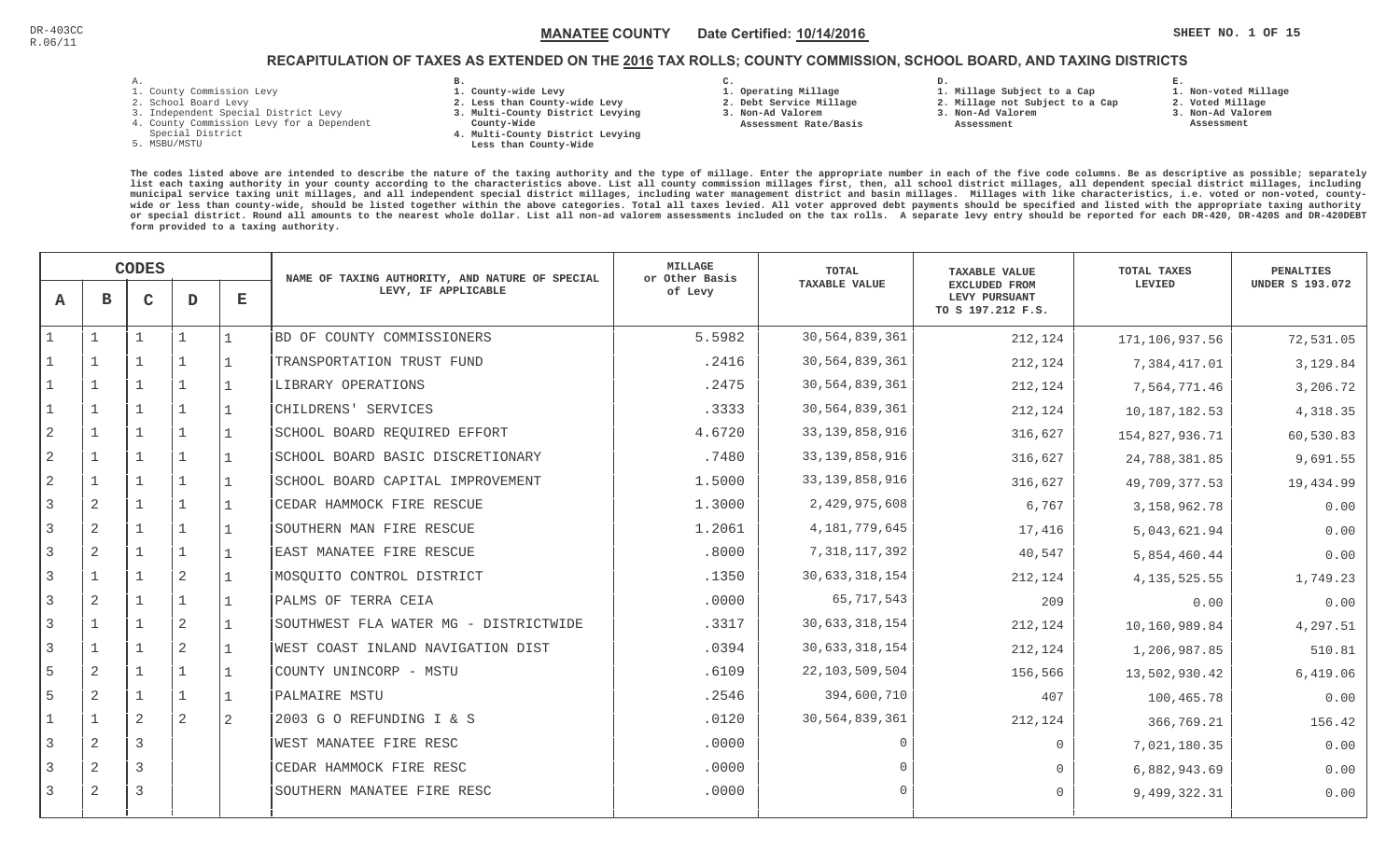DR-403CC
R.06/11

**MANATEE COUNTY** Date Certified: **10/14/2016**

## RECAPITULATION OF TAXES AS EXTENDED ON THE 2016 TAX ROLLS; COUNTY COMMISSION, SCHOOL BOARD, AND TAXING DISTRICTS

A.
1. County Commission Levy
2. School Board Levy
3. Independent Special District Levy
4. County Commission Levy for a Dependent Special District
5. MSBU/MSTU

B.
1. County-wide Levy
2. Less than County-wide Levy
3. Multi-County District Levying County-Wide
4. Multi-County District Levying Less than County-Wide

C.
1. Operating Millage
2. Debt Service Millage
3. Non-Ad Valorem Assessment Rate/Basis

D.
1. Millage Subject to a Cap
2. Millage not Subject to a Cap
3. Non-Ad Valorem Assessment

E.
1. Non-voted Millage
2. Voted Millage
3. Non-Ad Valorem Assessment

The codes listed above are intended to describe the nature of the taxing authority and the type of millage. Enter the appropriate number in each of the five code columns. Be as descriptive as possible; separately list each taxing authority in your county according to the characteristics above. List all county commission millages first, then, all school district millages, all dependent special district millages, including municipal service taxing unit millages, and all independent special district millages, including water management district and basin millages. Millages with like characteristics, i.e. voted or non-voted, county-wide or less than county-wide, should be listed together within the above categories. Total all taxes levied. All voter approved debt payments should be specified and listed with the appropriate taxing authority or special district. Round all amounts to the nearest whole dollar. List all non-ad valorem assessments included on the tax rolls. A separate levy entry should be reported for each DR-420, DR-420S and DR-420DEBT form provided to a taxing authority.

| CODES | | | | | NAME OF TAXING AUTHORITY, AND NATURE OF SPECIAL LEVY, IF APPLICABLE | MILLAGE or Other Basis of Levy | TOTAL TAXABLE VALUE | TAXABLE VALUE EXCLUDED FROM LEVY PURSUANT TO S 197.212 F.S. | TOTAL TAXES LEVIED | PENALTIES UNDER S 193.072 |
|---|---|---|---|---|---|---|---|---|---|---|
| A | B | C | D | E | | | | | | |
| 1 | 1 | 1 | 1 | 1 | BD OF COUNTY COMMISSIONERS | 5.5982 | 30,564,839,361 | 212,124 | 171,106,937.56 | 72,531.05 |
| 1 | 1 | 1 | 1 | 1 | TRANSPORTATION TRUST FUND | .2416 | 30,564,839,361 | 212,124 | 7,384,417.01 | 3,129.84 |
| 1 | 1 | 1 | 1 | 1 | LIBRARY OPERATIONS | .2475 | 30,564,839,361 | 212,124 | 7,564,771.46 | 3,206.72 |
| 1 | 1 | 1 | 1 | 1 | CHILDRENS' SERVICES | .3333 | 30,564,839,361 | 212,124 | 10,187,182.53 | 4,318.35 |
| 2 | 1 | 1 | 1 | 1 | SCHOOL BOARD REQUIRED EFFORT | 4.6720 | 33,139,858,916 | 316,627 | 154,827,936.71 | 60,530.83 |
| 2 | 1 | 1 | 1 | 1 | SCHOOL BOARD BASIC DISCRETIONARY | .7480 | 33,139,858,916 | 316,627 | 24,788,381.85 | 9,691.55 |
| 2 | 1 | 1 | 1 | 1 | SCHOOL BOARD CAPITAL IMPROVEMENT | 1.5000 | 33,139,858,916 | 316,627 | 49,709,377.53 | 19,434.99 |
| 3 | 2 | 1 | 1 | 1 | CEDAR HAMMOCK FIRE RESCUE | 1.3000 | 2,429,975,608 | 6,767 | 3,158,962.78 | 0.00 |
| 3 | 2 | 1 | 1 | 1 | SOUTHERN MAN FIRE RESCUE | 1.2061 | 4,181,779,645 | 17,416 | 5,043,621.94 | 0.00 |
| 3 | 2 | 1 | 1 | 1 | EAST MANATEE FIRE RESCUE | .8000 | 7,318,117,392 | 40,547 | 5,854,460.44 | 0.00 |
| 3 | 1 | 1 | 2 | 1 | MOSQUITO CONTROL DISTRICT | .1350 | 30,633,318,154 | 212,124 | 4,135,525.55 | 1,749.23 |
| 3 | 2 | 1 | 1 | 1 | PALMS OF TERRA CEIA | .0000 | 65,717,543 | 209 | 0.00 | 0.00 |
| 3 | 1 | 1 | 2 | 1 | SOUTHWEST FLA WATER MG - DISTRICTWIDE | .3317 | 30,633,318,154 | 212,124 | 10,160,989.84 | 4,297.51 |
| 3 | 1 | 1 | 2 | 1 | WEST COAST INLAND NAVIGATION DIST | .0394 | 30,633,318,154 | 212,124 | 1,206,987.85 | 510.81 |
| 5 | 2 | 1 | 1 | 1 | COUNTY UNINCORP - MSTU | .6109 | 22,103,509,504 | 156,566 | 13,502,930.42 | 6,419.06 |
| 5 | 2 | 1 | 1 | 1 | PALMAIRE MSTU | .2546 | 394,600,710 | 407 | 100,465.78 | 0.00 |
| 1 | 1 | 2 | 2 | 2 | 2003 G O REFUNDING I & S | .0120 | 30,564,839,361 | 212,124 | 366,769.21 | 156.42 |
| 3 | 2 | 3 | | | WEST MANATEE FIRE RESC | .0000 | 0 | 0 | 7,021,180.35 | 0.00 |
| 3 | 2 | 3 | | | CEDAR HAMMOCK FIRE RESC | .0000 | 0 | 0 | 6,882,943.69 | 0.00 |
| 3 | 2 | 3 | | | SOUTHERN MANATEE FIRE RESC | .0000 | 0 | 0 | 9,499,322.31 | 0.00 |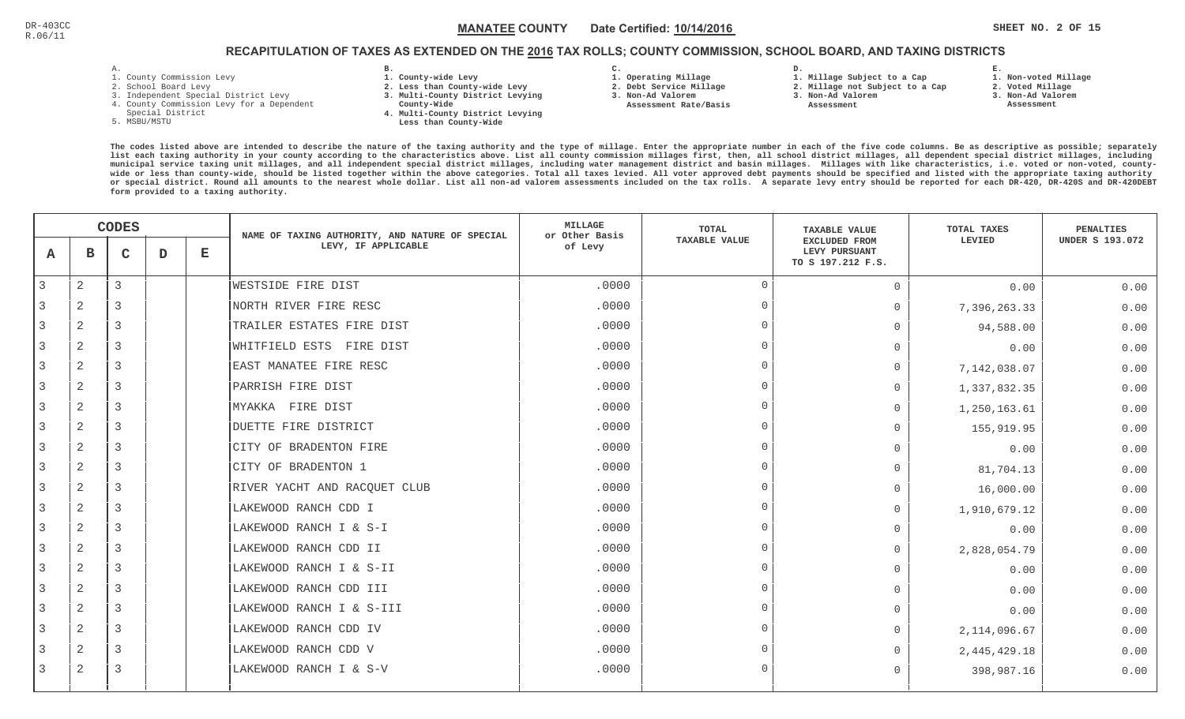DR-403CC
R.06/11

**MANATEE COUNTY** Date Certified: **10/14/2016**

## RECAPITULATION OF TAXES AS EXTENDED ON THE 2016 TAX ROLLS; COUNTY COMMISSION, SCHOOL BOARD, AND TAXING DISTRICTS

**A.**
1. County Commission Levy
2. School Board Levy
3. Independent Special District Levy
4. County Commission Levy for a Dependent Special District
5. MSBU/MSTU

**B.**
1. County-wide Levy
2. Less than County-wide Levy
3. Multi-County District Levying County-Wide
4. Multi-County District Levying Less than County-Wide

**C.**
1. Operating Millage
2. Debt Service Millage
3. Non-Ad Valorem Assessment Rate/Basis

**D.**
1. Millage Subject to a Cap
2. Millage not Subject to a Cap
3. Non-Ad Valorem Assessment

**E.**
1. Non-voted Millage
2. Voted Millage
3. Non-Ad Valorem Assessment

The codes listed above are intended to describe the nature of the taxing authority and the type of millage. Enter the appropriate number in each of the five code columns. Be as descriptive as possible; separately list each taxing authority in your county according to the characteristics above. List all county commission millages first, then, all school district millages, all dependent special district millages, including municipal service taxing unit millages, and all independent special district millages, including water management district and basin millages. Millages with like characteristics, i.e. voted or non-voted, county-wide or less than county-wide, should be listed together within the above categories. Total all taxes levied. All voter approved debt payments should be specified and listed with the appropriate taxing authority or special district. Round all amounts to the nearest whole dollar. List all non-ad valorem assessments included on the tax rolls. A separate levy entry should be reported for each DR-420, DR-420S and DR-420DEBT form provided to a taxing authority.

| CODES A | B | C | D | E | NAME OF TAXING AUTHORITY, AND NATURE OF SPECIAL LEVY, IF APPLICABLE | MILLAGE or Other Basis of Levy | TOTAL TAXABLE VALUE | TAXABLE VALUE EXCLUDED FROM LEVY PURSUANT TO S 197.212 F.S. | TOTAL TAXES LEVIED | PENALTIES UNDER S 193.072 |
|---|---|---|---|---|---|---|---|---|---|---|
| 3 | 2 | 3 | | | WESTSIDE FIRE DIST | .0000 | 0 | 0 | 0.00 | 0.00 |
| 3 | 2 | 3 | | | NORTH RIVER FIRE RESC | .0000 | 0 | 0 | 7,396,263.33 | 0.00 |
| 3 | 2 | 3 | | | TRAILER ESTATES FIRE DIST | .0000 | 0 | 0 | 94,588.00 | 0.00 |
| 3 | 2 | 3 | | | WHITFIELD ESTS FIRE DIST | .0000 | 0 | 0 | 0.00 | 0.00 |
| 3 | 2 | 3 | | | EAST MANATEE FIRE RESC | .0000 | 0 | 0 | 7,142,038.07 | 0.00 |
| 3 | 2 | 3 | | | PARRISH FIRE DIST | .0000 | 0 | 0 | 1,337,832.35 | 0.00 |
| 3 | 2 | 3 | | | MYAKKA FIRE DIST | .0000 | 0 | 0 | 1,250,163.61 | 0.00 |
| 3 | 2 | 3 | | | DUETTE FIRE DISTRICT | .0000 | 0 | 0 | 155,919.95 | 0.00 |
| 3 | 2 | 3 | | | CITY OF BRADENTON FIRE | .0000 | 0 | 0 | 0.00 | 0.00 |
| 3 | 2 | 3 | | | CITY OF BRADENTON 1 | .0000 | 0 | 0 | 81,704.13 | 0.00 |
| 3 | 2 | 3 | | | RIVER YACHT AND RACQUET CLUB | .0000 | 0 | 0 | 16,000.00 | 0.00 |
| 3 | 2 | 3 | | | LAKEWOOD RANCH CDD I | .0000 | 0 | 0 | 1,910,679.12 | 0.00 |
| 3 | 2 | 3 | | | LAKEWOOD RANCH I & S-I | .0000 | 0 | 0 | 0.00 | 0.00 |
| 3 | 2 | 3 | | | LAKEWOOD RANCH CDD II | .0000 | 0 | 0 | 2,828,054.79 | 0.00 |
| 3 | 2 | 3 | | | LAKEWOOD RANCH I & S-II | .0000 | 0 | 0 | 0.00 | 0.00 |
| 3 | 2 | 3 | | | LAKEWOOD RANCH CDD III | .0000 | 0 | 0 | 0.00 | 0.00 |
| 3 | 2 | 3 | | | LAKEWOOD RANCH I & S-III | .0000 | 0 | 0 | 0.00 | 0.00 |
| 3 | 2 | 3 | | | LAKEWOOD RANCH CDD IV | .0000 | 0 | 0 | 2,114,096.67 | 0.00 |
| 3 | 2 | 3 | | | LAKEWOOD RANCH CDD V | .0000 | 0 | 0 | 2,445,429.18 | 0.00 |
| 3 | 2 | 3 | | | LAKEWOOD RANCH I & S-V | .0000 | 0 | 0 | 398,987.16 | 0.00 |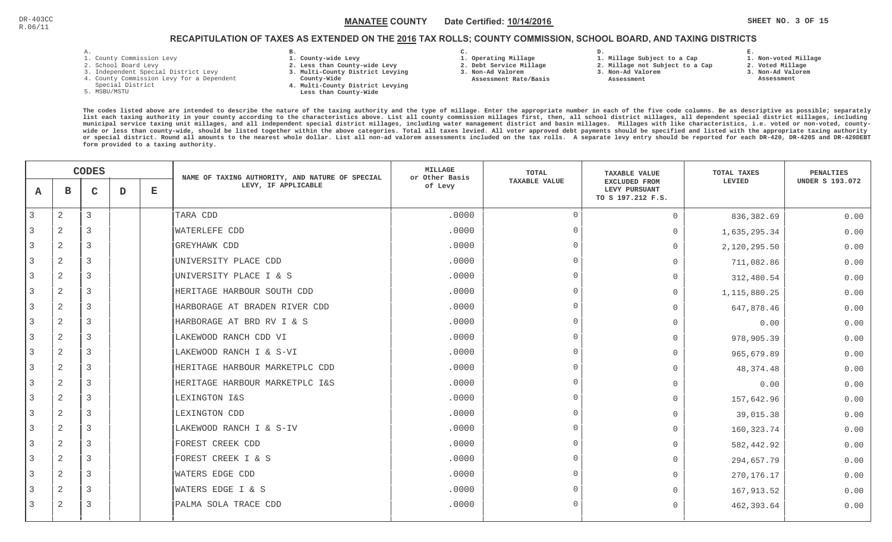DR-403CC
R.06/11

**MANATEE COUNTY** Date Certified: **10/14/2016**

## RECAPITULATION OF TAXES AS EXTENDED ON THE 2016 TAX ROLLS; COUNTY COMMISSION, SCHOOL BOARD, AND TAXING DISTRICTS

**A.**
1. County Commission Levy
2. School Board Levy
3. Independent Special District Levy
4. County Commission Levy for a Dependent Special District
5. MSBU/MSTU

**B.**
1. County-wide Levy
2. Less than County-wide Levy
3. Multi-County District Levying County-Wide
4. Multi-County District Levying Less than County-Wide

**C.**
1. Operating Millage
2. Debt Service Millage
3. Non-Ad Valorem Assessment Rate/Basis

**D.**
1. Millage Subject to a Cap
2. Millage not Subject to a Cap
3. Non-Ad Valorem Assessment

**E.**
1. Non-voted Millage
2. Voted Millage
3. Non-Ad Valorem Assessment

The codes listed above are intended to describe the nature of the taxing authority and the type of millage. Enter the appropriate number in each of the five code columns. Be as descriptive as possible; separately list each taxing authority in your county according to the characteristics above. List all county commission millages first, then, all school district millages, all dependent special district millages, including municipal service taxing unit millages, and all independent special district millages, including water management district and basin millages. Millages with like characteristics, i.e. voted or non-voted, county-wide or less than county-wide, should be listed together within the above categories. Total all taxes levied. All voter approved debt payments should be specified and listed with the appropriate taxing authority or special district. Round all amounts to the nearest whole dollar. List all non-ad valorem assessments included on the tax rolls. A separate levy entry should be reported for each DR-420, DR-420S and DR-420DEBT form provided to a taxing authority.

| CODES A | B | C | D | E | NAME OF TAXING AUTHORITY, AND NATURE OF SPECIAL LEVY, IF APPLICABLE | MILLAGE or Other Basis of Levy | TOTAL TAXABLE VALUE | TAXABLE VALUE EXCLUDED FROM LEVY PURSUANT TO S 197.212 F.S. | TOTAL TAXES LEVIED | PENALTIES UNDER S 193.072 |
|---|---|---|---|---|---|---|---|---|---|---|
| 3 | 2 | 3 | | | TARA CDD | .0000 | 0 | 0 | 836,382.69 | 0.00 |
| 3 | 2 | 3 | | | WATERLEFE CDD | .0000 | 0 | 0 | 1,635,295.34 | 0.00 |
| 3 | 2 | 3 | | | GREYHAWK CDD | .0000 | 0 | 0 | 2,120,295.50 | 0.00 |
| 3 | 2 | 3 | | | UNIVERSITY PLACE CDD | .0000 | 0 | 0 | 711,082.86 | 0.00 |
| 3 | 2 | 3 | | | UNIVERSITY PLACE I & S | .0000 | 0 | 0 | 312,480.54 | 0.00 |
| 3 | 2 | 3 | | | HERITAGE HARBOUR SOUTH CDD | .0000 | 0 | 0 | 1,115,880.25 | 0.00 |
| 3 | 2 | 3 | | | HARBORAGE AT BRADEN RIVER CDD | .0000 | 0 | 0 | 647,878.46 | 0.00 |
| 3 | 2 | 3 | | | HARBORAGE AT BRD RV I & S | .0000 | 0 | 0 | 0.00 | 0.00 |
| 3 | 2 | 3 | | | LAKEWOOD RANCH CDD VI | .0000 | 0 | 0 | 978,905.39 | 0.00 |
| 3 | 2 | 3 | | | LAKEWOOD RANCH I & S-VI | .0000 | 0 | 0 | 965,679.89 | 0.00 |
| 3 | 2 | 3 | | | HERITAGE HARBOUR MARKETPLC CDD | .0000 | 0 | 0 | 48,374.48 | 0.00 |
| 3 | 2 | 3 | | | HERITAGE HARBOUR MARKETPLC I&S | .0000 | 0 | 0 | 0.00 | 0.00 |
| 3 | 2 | 3 | | | LEXINGTON I&S | .0000 | 0 | 0 | 157,642.96 | 0.00 |
| 3 | 2 | 3 | | | LEXINGTON CDD | .0000 | 0 | 0 | 39,015.38 | 0.00 |
| 3 | 2 | 3 | | | LAKEWOOD RANCH I & S-IV | .0000 | 0 | 0 | 160,323.74 | 0.00 |
| 3 | 2 | 3 | | | FOREST CREEK CDD | .0000 | 0 | 0 | 582,442.92 | 0.00 |
| 3 | 2 | 3 | | | FOREST CREEK I & S | .0000 | 0 | 0 | 294,657.79 | 0.00 |
| 3 | 2 | 3 | | | WATERS EDGE CDD | .0000 | 0 | 0 | 270,176.17 | 0.00 |
| 3 | 2 | 3 | | | WATERS EDGE I & S | .0000 | 0 | 0 | 167,913.52 | 0.00 |
| 3 | 2 | 3 | | | PALMA SOLA TRACE CDD | .0000 | 0 | 0 | 462,393.64 | 0.00 |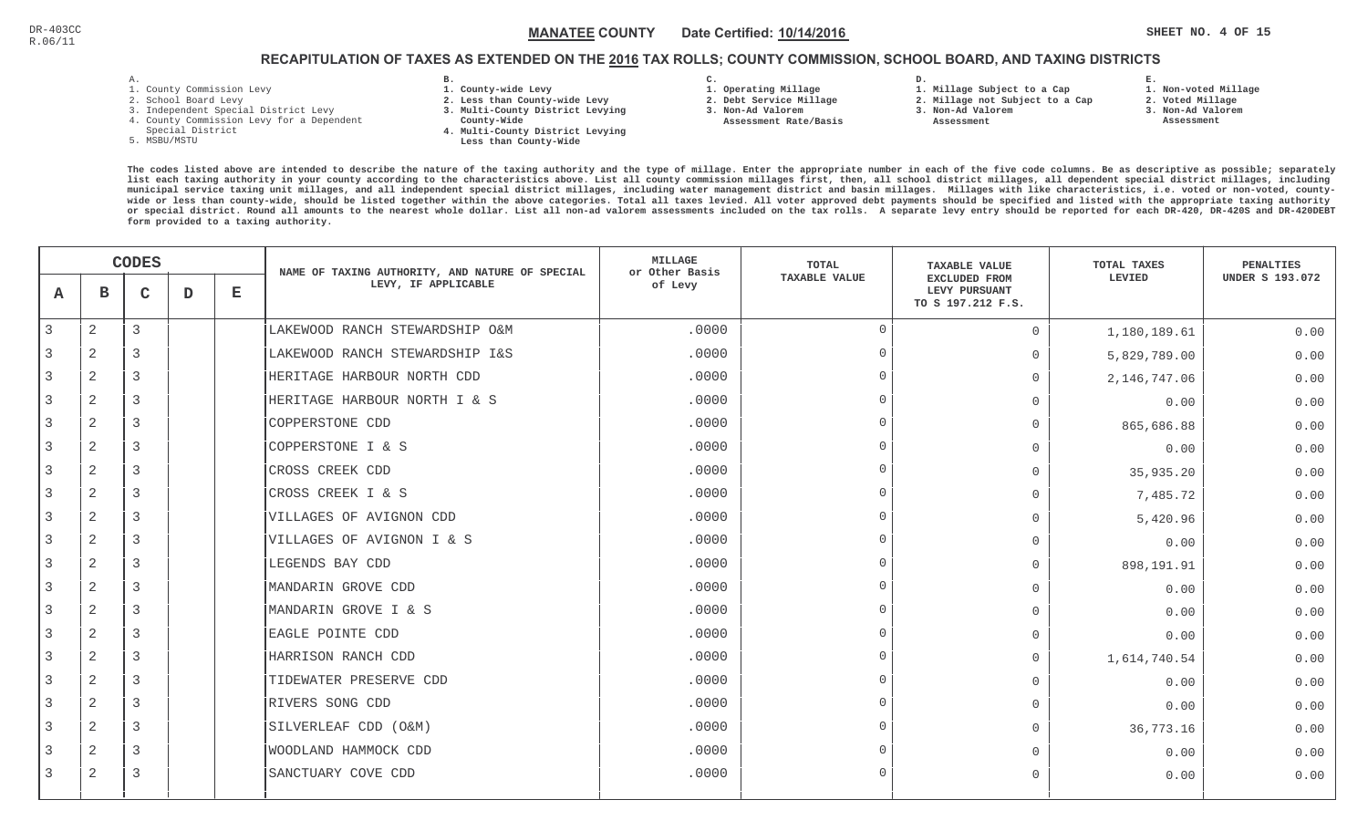DR-403CC
R.06/11

**MANATEE COUNTY** Date Certified: **10/14/2016**

## RECAPITULATION OF TAXES AS EXTENDED ON THE 2016 TAX ROLLS; COUNTY COMMISSION, SCHOOL BOARD, AND TAXING DISTRICTS

**A.**
1. County Commission Levy
2. School Board Levy
3. Independent Special District Levy
4. County Commission Levy for a Dependent Special District
5. MSBU/MSTU

**B.**
1. County-wide Levy
2. Less than County-wide Levy
3. Multi-County District Levying County-Wide
4. Multi-County District Levying Less than County-Wide

**C.**
1. Operating Millage
2. Debt Service Millage
3. Non-Ad Valorem Assessment Rate/Basis

**D.**
1. Millage Subject to a Cap
2. Millage not Subject to a Cap
3. Non-Ad Valorem Assessment

**E.**
1. Non-voted Millage
2. Voted Millage
3. Non-Ad Valorem Assessment

The codes listed above are intended to describe the nature of the taxing authority and the type of millage. Enter the appropriate number in each of the five code columns. Be as descriptive as possible; separately list each taxing authority in your county according to the characteristics above. List all county commission millages first, then, all school district millages, all dependent special district millages, including municipal service taxing unit millages, and all independent special district millages, including water management district and basin millages. Millages with like characteristics, i.e. voted or non-voted, county-wide or less than county-wide, should be listed together within the above categories. Total all taxes levied. All voter approved debt payments should be specified and listed with the appropriate taxing authority or special district. Round all amounts to the nearest whole dollar. List all non-ad valorem assessments included on the tax rolls. A separate levy entry should be reported for each DR-420, DR-420S and DR-420DEBT form provided to a taxing authority.

| CODES | | | | | NAME OF TAXING AUTHORITY, AND NATURE OF SPECIAL LEVY, IF APPLICABLE | MILLAGE or Other Basis of Levy | TOTAL TAXABLE VALUE | TAXABLE VALUE EXCLUDED FROM LEVY PURSUANT TO S 197.212 F.S. | TOTAL TAXES LEVIED | PENALTIES UNDER S 193.072 |
|---|---|---|---|---|---|---|---|---|---|---|
| A | B | C | D | E | | | | | | |
| 3 | 2 | 3 | | | LAKEWOOD RANCH STEWARDSHIP O&M | .0000 | 0 | 0 | 1,180,189.61 | 0.00 |
| 3 | 2 | 3 | | | LAKEWOOD RANCH STEWARDSHIP I&S | .0000 | 0 | 0 | 5,829,789.00 | 0.00 |
| 3 | 2 | 3 | | | HERITAGE HARBOUR NORTH CDD | .0000 | 0 | 0 | 2,146,747.06 | 0.00 |
| 3 | 2 | 3 | | | HERITAGE HARBOUR NORTH I & S | .0000 | 0 | 0 | 0.00 | 0.00 |
| 3 | 2 | 3 | | | COPPERSTONE CDD | .0000 | 0 | 0 | 865,686.88 | 0.00 |
| 3 | 2 | 3 | | | COPPERSTONE I & S | .0000 | 0 | 0 | 0.00 | 0.00 |
| 3 | 2 | 3 | | | CROSS CREEK CDD | .0000 | 0 | 0 | 35,935.20 | 0.00 |
| 3 | 2 | 3 | | | CROSS CREEK I & S | .0000 | 0 | 0 | 7,485.72 | 0.00 |
| 3 | 2 | 3 | | | VILLAGES OF AVIGNON CDD | .0000 | 0 | 0 | 5,420.96 | 0.00 |
| 3 | 2 | 3 | | | VILLAGES OF AVIGNON I & S | .0000 | 0 | 0 | 0.00 | 0.00 |
| 3 | 2 | 3 | | | LEGENDS BAY CDD | .0000 | 0 | 0 | 898,191.91 | 0.00 |
| 3 | 2 | 3 | | | MANDARIN GROVE CDD | .0000 | 0 | 0 | 0.00 | 0.00 |
| 3 | 2 | 3 | | | MANDARIN GROVE I & S | .0000 | 0 | 0 | 0.00 | 0.00 |
| 3 | 2 | 3 | | | EAGLE POINTE CDD | .0000 | 0 | 0 | 0.00 | 0.00 |
| 3 | 2 | 3 | | | HARRISON RANCH CDD | .0000 | 0 | 0 | 1,614,740.54 | 0.00 |
| 3 | 2 | 3 | | | TIDEWATER PRESERVE CDD | .0000 | 0 | 0 | 0.00 | 0.00 |
| 3 | 2 | 3 | | | RIVERS SONG CDD | .0000 | 0 | 0 | 0.00 | 0.00 |
| 3 | 2 | 3 | | | SILVERLEAF CDD (O&M) | .0000 | 0 | 0 | 36,773.16 | 0.00 |
| 3 | 2 | 3 | | | WOODLAND HAMMOCK CDD | .0000 | 0 | 0 | 0.00 | 0.00 |
| 3 | 2 | 3 | | | SANCTUARY COVE CDD | .0000 | 0 | 0 | 0.00 | 0.00 |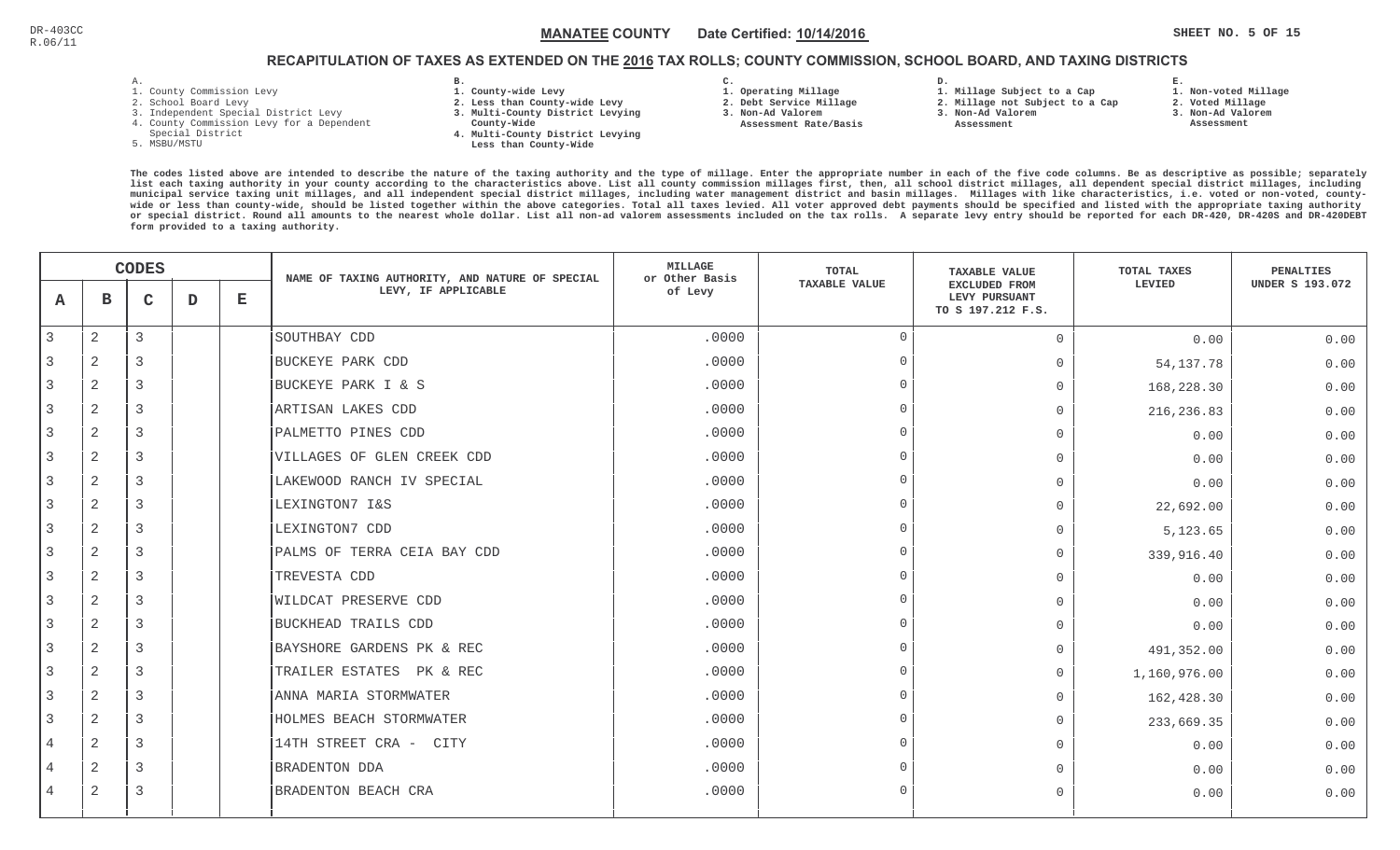DR-403CC
R.06/11

**MANATEE COUNTY** Date Certified: **10/14/2016**

## RECAPITULATION OF TAXES AS EXTENDED ON THE 2016 TAX ROLLS; COUNTY COMMISSION, SCHOOL BOARD, AND TAXING DISTRICTS

A.
1. County Commission Levy
2. School Board Levy
3. Independent Special District Levy
4. County Commission Levy for a Dependent Special District
5. MSBU/MSTU

B.
1. County-wide Levy
2. Less than County-wide Levy
3. Multi-County District Levying County-Wide
4. Multi-County District Levying Less than County-Wide

C.
1. Operating Millage
2. Debt Service Millage
3. Non-Ad Valorem Assessment Rate/Basis

D.
1. Millage Subject to a Cap
2. Millage not Subject to a Cap
3. Non-Ad Valorem Assessment

E.
1. Non-voted Millage
2. Voted Millage
3. Non-Ad Valorem Assessment

The codes listed above are intended to describe the nature of the taxing authority and the type of millage. Enter the appropriate number in each of the five code columns. Be as descriptive as possible; separately list each taxing authority in your county according to the characteristics above. List all county commission millages first, then, all school district millages, all dependent special district millages, including municipal service taxing unit millages, and all independent special district millages, including water management district and basin millages. Millages with like characteristics, i.e. voted or non-voted, county-wide or less than county-wide, should be listed together within the above categories. Total all taxes levied. All voter approved debt payments should be specified and listed with the appropriate taxing authority or special district. Round all amounts to the nearest whole dollar. List all non-ad valorem assessments included on the tax rolls. A separate levy entry should be reported for each DR-420, DR-420S and DR-420DEBT form provided to a taxing authority.

| CODES A | B | C | D | E | NAME OF TAXING AUTHORITY, AND NATURE OF SPECIAL LEVY, IF APPLICABLE | MILLAGE or Other Basis of Levy | TOTAL TAXABLE VALUE | TAXABLE VALUE EXCLUDED FROM LEVY PURSUANT TO S 197.212 F.S. | TOTAL TAXES LEVIED | PENALTIES UNDER S 193.072 |
|---|---|---|---|---|---|---|---|---|---|---|
| 3 | 2 | 3 | | | SOUTHBAY CDD | .0000 | 0 | 0 | 0.00 | 0.00 |
| 3 | 2 | 3 | | | BUCKEYE PARK CDD | .0000 | 0 | 0 | 54,137.78 | 0.00 |
| 3 | 2 | 3 | | | BUCKEYE PARK I & S | .0000 | 0 | 0 | 168,228.30 | 0.00 |
| 3 | 2 | 3 | | | ARTISAN LAKES CDD | .0000 | 0 | 0 | 216,236.83 | 0.00 |
| 3 | 2 | 3 | | | PALMETTO PINES CDD | .0000 | 0 | 0 | 0.00 | 0.00 |
| 3 | 2 | 3 | | | VILLAGES OF GLEN CREEK CDD | .0000 | 0 | 0 | 0.00 | 0.00 |
| 3 | 2 | 3 | | | LAKEWOOD RANCH IV SPECIAL | .0000 | 0 | 0 | 0.00 | 0.00 |
| 3 | 2 | 3 | | | LEXINGTON7 I&S | .0000 | 0 | 0 | 22,692.00 | 0.00 |
| 3 | 2 | 3 | | | LEXINGTON7 CDD | .0000 | 0 | 0 | 5,123.65 | 0.00 |
| 3 | 2 | 3 | | | PALMS OF TERRA CEIA BAY CDD | .0000 | 0 | 0 | 339,916.40 | 0.00 |
| 3 | 2 | 3 | | | TREVESTA CDD | .0000 | 0 | 0 | 0.00 | 0.00 |
| 3 | 2 | 3 | | | WILDCAT PRESERVE CDD | .0000 | 0 | 0 | 0.00 | 0.00 |
| 3 | 2 | 3 | | | BUCKHEAD TRAILS CDD | .0000 | 0 | 0 | 0.00 | 0.00 |
| 3 | 2 | 3 | | | BAYSHORE GARDENS PK & REC | .0000 | 0 | 0 | 491,352.00 | 0.00 |
| 3 | 2 | 3 | | | TRAILER ESTATES PK & REC | .0000 | 0 | 0 | 1,160,976.00 | 0.00 |
| 3 | 2 | 3 | | | ANNA MARIA STORMWATER | .0000 | 0 | 0 | 162,428.30 | 0.00 |
| 3 | 2 | 3 | | | HOLMES BEACH STORMWATER | .0000 | 0 | 0 | 233,669.35 | 0.00 |
| 4 | 2 | 3 | | | 14TH STREET CRA - CITY | .0000 | 0 | 0 | 0.00 | 0.00 |
| 4 | 2 | 3 | | | BRADENTON DDA | .0000 | 0 | 0 | 0.00 | 0.00 |
| 4 | 2 | 3 | | | BRADENTON BEACH CRA | .0000 | 0 | 0 | 0.00 | 0.00 |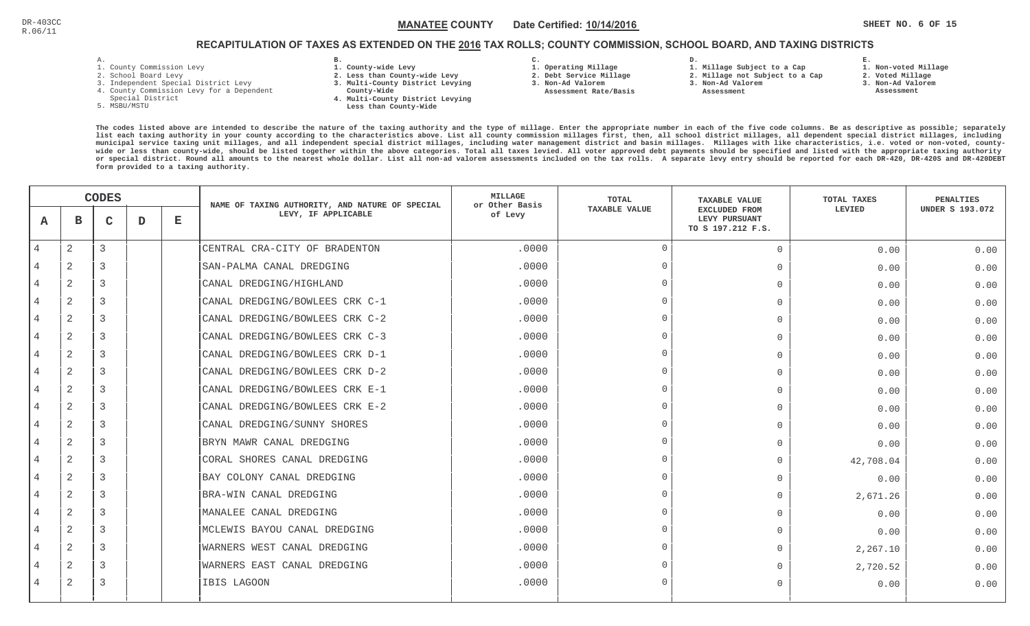DR-403CC
R.06/11

**MANATEE COUNTY** Date Certified: **10/14/2016**

SHEET NO. 6 OF 15

## RECAPITULATION OF TAXES AS EXTENDED ON THE 2016 TAX ROLLS; COUNTY COMMISSION, SCHOOL BOARD, AND TAXING DISTRICTS

**A.**
1. County Commission Levy
2. School Board Levy
3. Independent Special District Levy
4. County Commission Levy for a Dependent Special District
5. MSBU/MSTU

**B.**
1. County-wide Levy
2. Less than County-wide Levy
3. Multi-County District Levying County-Wide
4. Multi-County District Levying Less than County-Wide

**C.**
1. Operating Millage
2. Debt Service Millage
3. Non-Ad Valorem Assessment Rate/Basis

**D.**
1. Millage Subject to a Cap
2. Millage not Subject to a Cap
3. Non-Ad Valorem Assessment

**E.**
1. Non-voted Millage
2. Voted Millage
3. Non-Ad Valorem Assessment

The codes listed above are intended to describe the nature of the taxing authority and the type of millage. Enter the appropriate number in each of the five code columns. Be as descriptive as possible; separately list each taxing authority in your county according to the characteristics above. List all county commission millages first, then, all school district millages, all dependent special district millages, including municipal service taxing unit millages, and all independent special district millages, including water management district and basin millages. Millages with like characteristics, i.e. voted or non-voted, county-wide or less than county-wide, should be listed together within the above categories. Total all taxes levied. All voter approved debt payments should be specified and listed with the appropriate taxing authority or special district. Round all amounts to the nearest whole dollar. List all non-ad valorem assessments included on the tax rolls. A separate levy entry should be reported for each DR-420, DR-420S and DR-420DEBT form provided to a taxing authority.

| A | B | C | D | E | NAME OF TAXING AUTHORITY, AND NATURE OF SPECIAL LEVY, IF APPLICABLE | MILLAGE or Other Basis of Levy | TOTAL TAXABLE VALUE | TAXABLE VALUE EXCLUDED FROM LEVY PURSUANT TO S 197.212 F.S. | TOTAL TAXES LEVIED | PENALTIES UNDER S 193.072 |
|---|---|---|---|---|---|---|---|---|---|---|
| 4 | 2 | 3 | | | CENTRAL CRA-CITY OF BRADENTON | .0000 | 0 | 0 | 0.00 | 0.00 |
| 4 | 2 | 3 | | | SAN-PALMA CANAL DREDGING | .0000 | 0 | 0 | 0.00 | 0.00 |
| 4 | 2 | 3 | | | CANAL DREDGING/HIGHLAND | .0000 | 0 | 0 | 0.00 | 0.00 |
| 4 | 2 | 3 | | | CANAL DREDGING/BOWLEES CRK C-1 | .0000 | 0 | 0 | 0.00 | 0.00 |
| 4 | 2 | 3 | | | CANAL DREDGING/BOWLEES CRK C-2 | .0000 | 0 | 0 | 0.00 | 0.00 |
| 4 | 2 | 3 | | | CANAL DREDGING/BOWLEES CRK C-3 | .0000 | 0 | 0 | 0.00 | 0.00 |
| 4 | 2 | 3 | | | CANAL DREDGING/BOWLEES CRK D-1 | .0000 | 0 | 0 | 0.00 | 0.00 |
| 4 | 2 | 3 | | | CANAL DREDGING/BOWLEES CRK D-2 | .0000 | 0 | 0 | 0.00 | 0.00 |
| 4 | 2 | 3 | | | CANAL DREDGING/BOWLEES CRK E-1 | .0000 | 0 | 0 | 0.00 | 0.00 |
| 4 | 2 | 3 | | | CANAL DREDGING/BOWLEES CRK E-2 | .0000 | 0 | 0 | 0.00 | 0.00 |
| 4 | 2 | 3 | | | CANAL DREDGING/SUNNY SHORES | .0000 | 0 | 0 | 0.00 | 0.00 |
| 4 | 2 | 3 | | | BRYN MAWR CANAL DREDGING | .0000 | 0 | 0 | 0.00 | 0.00 |
| 4 | 2 | 3 | | | CORAL SHORES CANAL DREDGING | .0000 | 0 | 0 | 42,708.04 | 0.00 |
| 4 | 2 | 3 | | | BAY COLONY CANAL DREDGING | .0000 | 0 | 0 | 0.00 | 0.00 |
| 4 | 2 | 3 | | | BRA-WIN CANAL DREDGING | .0000 | 0 | 0 | 2,671.26 | 0.00 |
| 4 | 2 | 3 | | | MANALEE CANAL DREDGING | .0000 | 0 | 0 | 0.00 | 0.00 |
| 4 | 2 | 3 | | | MCLEWIS BAYOU CANAL DREDGING | .0000 | 0 | 0 | 0.00 | 0.00 |
| 4 | 2 | 3 | | | WARNERS WEST CANAL DREDGING | .0000 | 0 | 0 | 2,267.10 | 0.00 |
| 4 | 2 | 3 | | | WARNERS EAST CANAL DREDGING | .0000 | 0 | 0 | 2,720.52 | 0.00 |
| 4 | 2 | 3 | | | IBIS LAGOON | .0000 | 0 | 0 | 0.00 | 0.00 |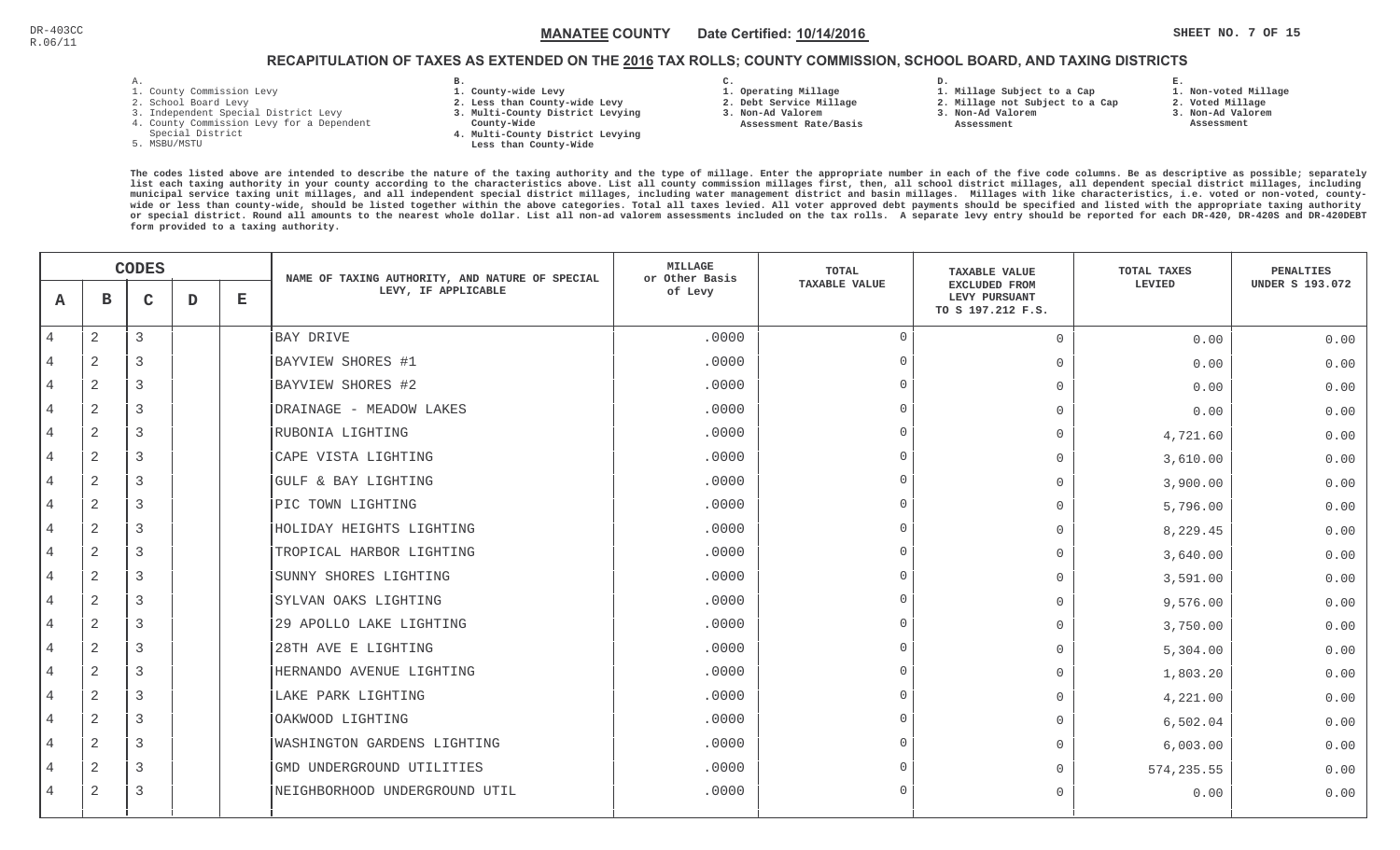DR-403CC
R.06/11

**MANATEE COUNTY** Date Certified: **10/14/2016**

## RECAPITULATION OF TAXES AS EXTENDED ON THE 2016 TAX ROLLS; COUNTY COMMISSION, SCHOOL BOARD, AND TAXING DISTRICTS

A.
1. County Commission Levy
2. School Board Levy
3. Independent Special District Levy
4. County Commission Levy for a Dependent Special District
5. MSBU/MSTU

B.
1. County-wide Levy
2. Less than County-wide Levy
3. Multi-County District Levying County-Wide
4. Multi-County District Levying Less than County-Wide

C.
1. Operating Millage
2. Debt Service Millage
3. Non-Ad Valorem Assessment Rate/Basis

D.
1. Millage Subject to a Cap
2. Millage not Subject to a Cap
3. Non-Ad Valorem Assessment

E.
1. Non-voted Millage
2. Voted Millage
3. Non-Ad Valorem Assessment

The codes listed above are intended to describe the nature of the taxing authority and the type of millage. Enter the appropriate number in each of the five code columns. Be as descriptive as possible; separately list each taxing authority in your county according to the characteristics above. List all county commission millages first, then, all school district millages, all dependent special district millages, including municipal service taxing unit millages, and all independent special district millages, including water management district and basin millages. Millages with like characteristics, i.e. voted or non-voted, county-wide or less than county-wide, should be listed together within the above categories. Total all taxes levied. All voter approved debt payments should be specified and listed with the appropriate taxing authority or special district. Round all amounts to the nearest whole dollar. List all non-ad valorem assessments included on the tax rolls. A separate levy entry should be reported for each DR-420, DR-420S and DR-420DEBT form provided to a taxing authority.

| CODES | | | | | NAME OF TAXING AUTHORITY, AND NATURE OF SPECIAL LEVY, IF APPLICABLE | MILLAGE or Other Basis of Levy | TOTAL TAXABLE VALUE | TAXABLE VALUE EXCLUDED FROM LEVY PURSUANT TO S 197.212 F.S. | TOTAL TAXES LEVIED | PENALTIES UNDER S 193.072 |
|---|---|---|---|---|---|---|---|---|---|---|
| A | B | C | D | E | | | | | | |
| 4 | 2 | 3 | | | BAY DRIVE | .0000 | 0 | 0 | 0.00 | 0.00 |
| 4 | 2 | 3 | | | BAYVIEW SHORES #1 | .0000 | 0 | 0 | 0.00 | 0.00 |
| 4 | 2 | 3 | | | BAYVIEW SHORES #2 | .0000 | 0 | 0 | 0.00 | 0.00 |
| 4 | 2 | 3 | | | DRAINAGE - MEADOW LAKES | .0000 | 0 | 0 | 0.00 | 0.00 |
| 4 | 2 | 3 | | | RUBONIA LIGHTING | .0000 | 0 | 0 | 4,721.60 | 0.00 |
| 4 | 2 | 3 | | | CAPE VISTA LIGHTING | .0000 | 0 | 0 | 3,610.00 | 0.00 |
| 4 | 2 | 3 | | | GULF & BAY LIGHTING | .0000 | 0 | 0 | 3,900.00 | 0.00 |
| 4 | 2 | 3 | | | PIC TOWN LIGHTING | .0000 | 0 | 0 | 5,796.00 | 0.00 |
| 4 | 2 | 3 | | | HOLIDAY HEIGHTS LIGHTING | .0000 | 0 | 0 | 8,229.45 | 0.00 |
| 4 | 2 | 3 | | | TROPICAL HARBOR LIGHTING | .0000 | 0 | 0 | 3,640.00 | 0.00 |
| 4 | 2 | 3 | | | SUNNY SHORES LIGHTING | .0000 | 0 | 0 | 3,591.00 | 0.00 |
| 4 | 2 | 3 | | | SYLVAN OAKS LIGHTING | .0000 | 0 | 0 | 9,576.00 | 0.00 |
| 4 | 2 | 3 | | | 29 APOLLO LAKE LIGHTING | .0000 | 0 | 0 | 3,750.00 | 0.00 |
| 4 | 2 | 3 | | | 28TH AVE E LIGHTING | .0000 | 0 | 0 | 5,304.00 | 0.00 |
| 4 | 2 | 3 | | | HERNANDO AVENUE LIGHTING | .0000 | 0 | 0 | 1,803.20 | 0.00 |
| 4 | 2 | 3 | | | LAKE PARK LIGHTING | .0000 | 0 | 0 | 4,221.00 | 0.00 |
| 4 | 2 | 3 | | | OAKWOOD LIGHTING | .0000 | 0 | 0 | 6,502.04 | 0.00 |
| 4 | 2 | 3 | | | WASHINGTON GARDENS LIGHTING | .0000 | 0 | 0 | 6,003.00 | 0.00 |
| 4 | 2 | 3 | | | GMD UNDERGROUND UTILITIES | .0000 | 0 | 0 | 574,235.55 | 0.00 |
| 4 | 2 | 3 | | | NEIGHBORHOOD UNDERGROUND UTIL | .0000 | 0 | 0 | 0.00 | 0.00 |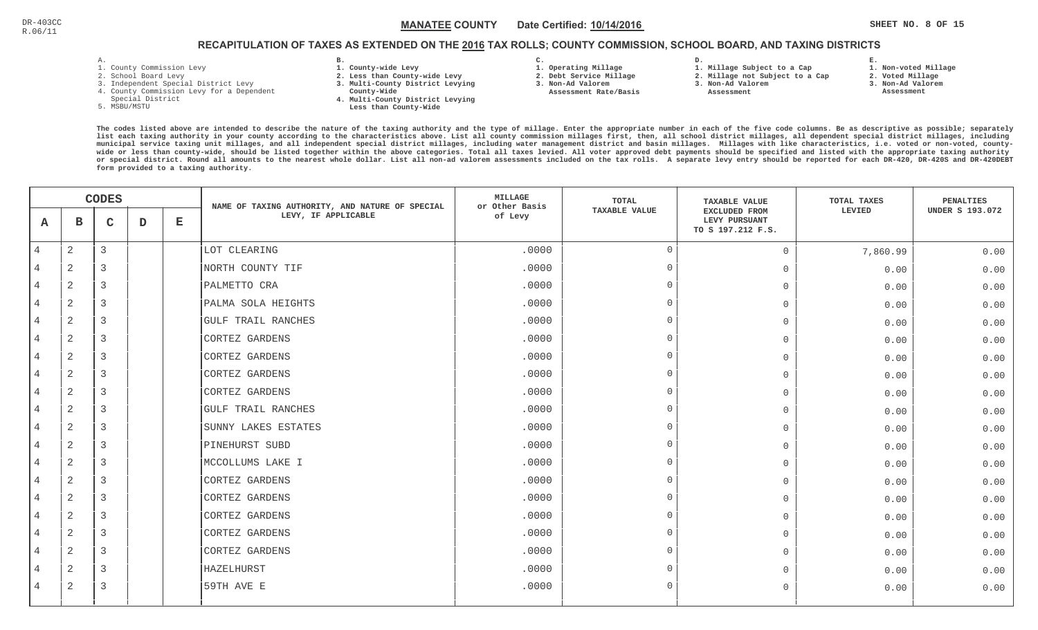DR-403CC
R.06/11

**MANATEE COUNTY** Date Certified: **10/14/2016**

## RECAPITULATION OF TAXES AS EXTENDED ON THE 2016 TAX ROLLS; COUNTY COMMISSION, SCHOOL BOARD, AND TAXING DISTRICTS

A.
1. County Commission Levy
2. School Board Levy
3. Independent Special District Levy
4. County Commission Levy for a Dependent Special District
5. MSBU/MSTU

B.
1. County-wide Levy
2. Less than County-wide Levy
3. Multi-County District Levying County-Wide
4. Multi-County District Levying Less than County-Wide

C.
1. Operating Millage
2. Debt Service Millage
3. Non-Ad Valorem Assessment Rate/Basis

D.
1. Millage Subject to a Cap
2. Millage not Subject to a Cap
3. Non-Ad Valorem Assessment

E.
1. Non-voted Millage
2. Voted Millage
3. Non-Ad Valorem Assessment

The codes listed above are intended to describe the nature of the taxing authority and the type of millage. Enter the appropriate number in each of the five code columns. Be as descriptive as possible; separately list each taxing authority in your county according to the characteristics above. List all county commission millages first, then, all school district millages, all dependent special district millages, including municipal service taxing unit millages, and all independent special district millages, including water management district and basin millages. Millages with like characteristics, i.e. voted or non-voted, county-wide or less than county-wide, should be listed together within the above categories. Total all taxes levied. All voter approved debt payments should be specified and listed with the appropriate taxing authority or special district. Round all amounts to the nearest whole dollar. List all non-ad valorem assessments included on the tax rolls. A separate levy entry should be reported for each DR-420, DR-420S and DR-420DEBT form provided to a taxing authority.

| CODES | | | | | NAME OF TAXING AUTHORITY, AND NATURE OF SPECIAL LEVY, IF APPLICABLE | MILLAGE or Other Basis of Levy | TOTAL TAXABLE VALUE | TAXABLE VALUE EXCLUDED FROM LEVY PURSUANT TO S 197.212 F.S. | TOTAL TAXES LEVIED | PENALTIES UNDER S 193.072 |
|---|---|---|---|---|---|---|---|---|---|---|
| A | B | C | D | E | | | | | | |
| 4 | 2 | 3 | | | LOT CLEARING | .0000 | 0 | 0 | 7,860.99 | 0.00 |
| 4 | 2 | 3 | | | NORTH COUNTY TIF | .0000 | 0 | 0 | 0.00 | 0.00 |
| 4 | 2 | 3 | | | PALMETTO CRA | .0000 | 0 | 0 | 0.00 | 0.00 |
| 4 | 2 | 3 | | | PALMA SOLA HEIGHTS | .0000 | 0 | 0 | 0.00 | 0.00 |
| 4 | 2 | 3 | | | GULF TRAIL RANCHES | .0000 | 0 | 0 | 0.00 | 0.00 |
| 4 | 2 | 3 | | | CORTEZ GARDENS | .0000 | 0 | 0 | 0.00 | 0.00 |
| 4 | 2 | 3 | | | CORTEZ GARDENS | .0000 | 0 | 0 | 0.00 | 0.00 |
| 4 | 2 | 3 | | | CORTEZ GARDENS | .0000 | 0 | 0 | 0.00 | 0.00 |
| 4 | 2 | 3 | | | CORTEZ GARDENS | .0000 | 0 | 0 | 0.00 | 0.00 |
| 4 | 2 | 3 | | | GULF TRAIL RANCHES | .0000 | 0 | 0 | 0.00 | 0.00 |
| 4 | 2 | 3 | | | SUNNY LAKES ESTATES | .0000 | 0 | 0 | 0.00 | 0.00 |
| 4 | 2 | 3 | | | PINEHURST SUBD | .0000 | 0 | 0 | 0.00 | 0.00 |
| 4 | 2 | 3 | | | MCCOLLUMS LAKE I | .0000 | 0 | 0 | 0.00 | 0.00 |
| 4 | 2 | 3 | | | CORTEZ GARDENS | .0000 | 0 | 0 | 0.00 | 0.00 |
| 4 | 2 | 3 | | | CORTEZ GARDENS | .0000 | 0 | 0 | 0.00 | 0.00 |
| 4 | 2 | 3 | | | CORTEZ GARDENS | .0000 | 0 | 0 | 0.00 | 0.00 |
| 4 | 2 | 3 | | | CORTEZ GARDENS | .0000 | 0 | 0 | 0.00 | 0.00 |
| 4 | 2 | 3 | | | CORTEZ GARDENS | .0000 | 0 | 0 | 0.00 | 0.00 |
| 4 | 2 | 3 | | | HAZELHURST | .0000 | 0 | 0 | 0.00 | 0.00 |
| 4 | 2 | 3 | | | 59TH AVE E | .0000 | 0 | 0 | 0.00 | 0.00 |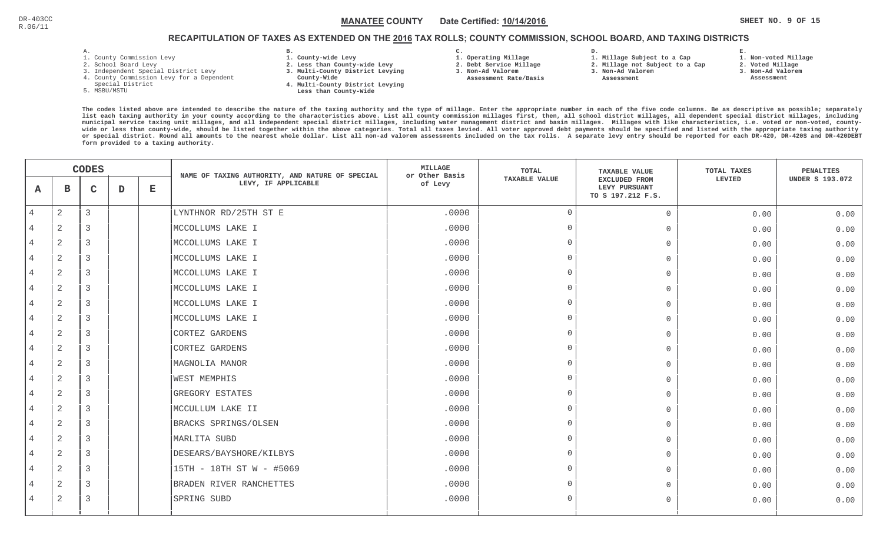DR-403CC
R.06/11

**MANATEE COUNTY** Date Certified: **10/14/2016**

## RECAPITULATION OF TAXES AS EXTENDED ON THE 2016 TAX ROLLS; COUNTY COMMISSION, SCHOOL BOARD, AND TAXING DISTRICTS

A.
1. County Commission Levy
2. School Board Levy
3. Independent Special District Levy
4. County Commission Levy for a Dependent Special District
5. MSBU/MSTU

B.
1. County-wide Levy
2. Less than County-wide Levy
3. Multi-County District Levying County-Wide
4. Multi-County District Levying Less than County-Wide

C.
1. Operating Millage
2. Debt Service Millage
3. Non-Ad Valorem Assessment Rate/Basis

D.
1. Millage Subject to a Cap
2. Millage not Subject to a Cap
3. Non-Ad Valorem Assessment

E.
1. Non-voted Millage
2. Voted Millage
3. Non-Ad Valorem Assessment

The codes listed above are intended to describe the nature of the taxing authority and the type of millage. Enter the appropriate number in each of the five code columns. Be as descriptive as possible; separately list each taxing authority in your county according to the characteristics above. List all county commission millages first, then, all school district millages, all dependent special district millages, including municipal service taxing unit millages, and all independent special district millages, including water management district and basin millages. Millages with like characteristics, i.e. voted or non-voted, county-wide or less than county-wide, should be listed together within the above categories. Total all taxes levied. All voter approved debt payments should be specified and listed with the appropriate taxing authority or special district. Round all amounts to the nearest whole dollar. List all non-ad valorem assessments included on the tax rolls. A separate levy entry should be reported for each DR-420, DR-420S and DR-420DEBT form provided to a taxing authority.

| CODES A | B | C | D | E | NAME OF TAXING AUTHORITY, AND NATURE OF SPECIAL LEVY, IF APPLICABLE | MILLAGE or Other Basis of Levy | TOTAL TAXABLE VALUE | TAXABLE VALUE EXCLUDED FROM LEVY PURSUANT TO S 197.212 F.S. | TOTAL TAXES LEVIED | PENALTIES UNDER S 193.072 |
|---|---|---|---|---|---|---|---|---|---|---|
| 4 | 2 | 3 | | | LYNTHNOR RD/25TH ST E | .0000 | 0 | 0 | 0.00 | 0.00 |
| 4 | 2 | 3 | | | MCCOLLUMS LAKE I | .0000 | 0 | 0 | 0.00 | 0.00 |
| 4 | 2 | 3 | | | MCCOLLUMS LAKE I | .0000 | 0 | 0 | 0.00 | 0.00 |
| 4 | 2 | 3 | | | MCCOLLUMS LAKE I | .0000 | 0 | 0 | 0.00 | 0.00 |
| 4 | 2 | 3 | | | MCCOLLUMS LAKE I | .0000 | 0 | 0 | 0.00 | 0.00 |
| 4 | 2 | 3 | | | MCCOLLUMS LAKE I | .0000 | 0 | 0 | 0.00 | 0.00 |
| 4 | 2 | 3 | | | MCCOLLUMS LAKE I | .0000 | 0 | 0 | 0.00 | 0.00 |
| 4 | 2 | 3 | | | MCCOLLUMS LAKE I | .0000 | 0 | 0 | 0.00 | 0.00 |
| 4 | 2 | 3 | | | CORTEZ GARDENS | .0000 | 0 | 0 | 0.00 | 0.00 |
| 4 | 2 | 3 | | | CORTEZ GARDENS | .0000 | 0 | 0 | 0.00 | 0.00 |
| 4 | 2 | 3 | | | MAGNOLIA MANOR | .0000 | 0 | 0 | 0.00 | 0.00 |
| 4 | 2 | 3 | | | WEST MEMPHIS | .0000 | 0 | 0 | 0.00 | 0.00 |
| 4 | 2 | 3 | | | GREGORY ESTATES | .0000 | 0 | 0 | 0.00 | 0.00 |
| 4 | 2 | 3 | | | MCCULLUM LAKE II | .0000 | 0 | 0 | 0.00 | 0.00 |
| 4 | 2 | 3 | | | BRACKS SPRINGS/OLSEN | .0000 | 0 | 0 | 0.00 | 0.00 |
| 4 | 2 | 3 | | | MARLITA SUBD | .0000 | 0 | 0 | 0.00 | 0.00 |
| 4 | 2 | 3 | | | DESEARS/BAYSHORE/KILBYS | .0000 | 0 | 0 | 0.00 | 0.00 |
| 4 | 2 | 3 | | | 15TH - 18TH ST W - #5069 | .0000 | 0 | 0 | 0.00 | 0.00 |
| 4 | 2 | 3 | | | BRADEN RIVER RANCHETTES | .0000 | 0 | 0 | 0.00 | 0.00 |
| 4 | 2 | 3 | | | SPRING SUBD | .0000 | 0 | 0 | 0.00 | 0.00 |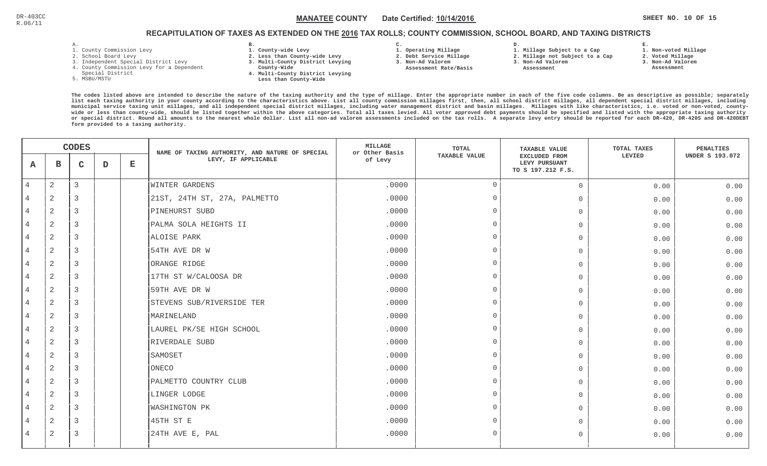DR-403CC
R.06/11

**MANATEE COUNTY** Date Certified: **10/14/2016**

## RECAPITULATION OF TAXES AS EXTENDED ON THE 2016 TAX ROLLS; COUNTY COMMISSION, SCHOOL BOARD, AND TAXING DISTRICTS

A.
1. County Commission Levy
2. School Board Levy
3. Independent Special District Levy
4. County Commission Levy for a Dependent Special District
5. MSBU/MSTU

B.
1. County-wide Levy
2. Less than County-wide Levy
3. Multi-County District Levying County-Wide
4. Multi-County District Levying Less than County-Wide

C.
1. Operating Millage
2. Debt Service Millage
3. Non-Ad Valorem Assessment Rate/Basis

D.
1. Millage Subject to a Cap
2. Millage not Subject to a Cap
3. Non-Ad Valorem Assessment

E.
1. Non-voted Millage
2. Voted Millage
3. Non-Ad Valorem Assessment

The codes listed above are intended to describe the nature of the taxing authority and the type of millage. Enter the appropriate number in each of the five code columns. Be as descriptive as possible; separately list each taxing authority in your county according to the characteristics above. List all county commission millages first, then, all school district millages, all dependent special district millages, including municipal service taxing unit millages, and all independent special district millages, including water management district and basin millages. Millages with like characteristics, i.e. voted or non-voted, county-wide or less than county-wide, should be listed together within the above categories. Total all taxes levied. All voter approved debt payments should be specified and listed with the appropriate taxing authority or special district. Round all amounts to the nearest whole dollar. List all non-ad valorem assessments included on the tax rolls. A separate levy entry should be reported for each DR-420, DR-420S and DR-420DEBT form provided to a taxing authority.

| A | B | C | D | E | NAME OF TAXING AUTHORITY, AND NATURE OF SPECIAL LEVY, IF APPLICABLE | MILLAGE or Other Basis of Levy | TOTAL TAXABLE VALUE | TAXABLE VALUE EXCLUDED FROM LEVY PURSUANT TO S 197.212 F.S. | TOTAL TAXES LEVIED | PENALTIES UNDER S 193.072 |
|---|---|---|---|---|---|---|---|---|---|---|
| 4 | 2 | 3 | | | WINTER GARDENS | .0000 | 0 | 0 | 0.00 | 0.00 |
| 4 | 2 | 3 | | | 21ST, 24TH ST, 27A, PALMETTO | .0000 | 0 | 0 | 0.00 | 0.00 |
| 4 | 2 | 3 | | | PINEHURST SUBD | .0000 | 0 | 0 | 0.00 | 0.00 |
| 4 | 2 | 3 | | | PALMA SOLA HEIGHTS II | .0000 | 0 | 0 | 0.00 | 0.00 |
| 4 | 2 | 3 | | | ALOISE PARK | .0000 | 0 | 0 | 0.00 | 0.00 |
| 4 | 2 | 3 | | | 54TH AVE DR W | .0000 | 0 | 0 | 0.00 | 0.00 |
| 4 | 2 | 3 | | | ORANGE RIDGE | .0000 | 0 | 0 | 0.00 | 0.00 |
| 4 | 2 | 3 | | | 17TH ST W/CALOOSA DR | .0000 | 0 | 0 | 0.00 | 0.00 |
| 4 | 2 | 3 | | | 59TH AVE DR W | .0000 | 0 | 0 | 0.00 | 0.00 |
| 4 | 2 | 3 | | | STEVENS SUB/RIVERSIDE TER | .0000 | 0 | 0 | 0.00 | 0.00 |
| 4 | 2 | 3 | | | MARINELAND | .0000 | 0 | 0 | 0.00 | 0.00 |
| 4 | 2 | 3 | | | LAUREL PK/SE HIGH SCHOOL | .0000 | 0 | 0 | 0.00 | 0.00 |
| 4 | 2 | 3 | | | RIVERDALE SUBD | .0000 | 0 | 0 | 0.00 | 0.00 |
| 4 | 2 | 3 | | | SAMOSET | .0000 | 0 | 0 | 0.00 | 0.00 |
| 4 | 2 | 3 | | | ONECO | .0000 | 0 | 0 | 0.00 | 0.00 |
| 4 | 2 | 3 | | | PALMETTO COUNTRY CLUB | .0000 | 0 | 0 | 0.00 | 0.00 |
| 4 | 2 | 3 | | | LINGER LODGE | .0000 | 0 | 0 | 0.00 | 0.00 |
| 4 | 2 | 3 | | | WASHINGTON PK | .0000 | 0 | 0 | 0.00 | 0.00 |
| 4 | 2 | 3 | | | 45TH ST E | .0000 | 0 | 0 | 0.00 | 0.00 |
| 4 | 2 | 3 | | | 24TH AVE E, PAL | .0000 | 0 | 0 | 0.00 | 0.00 |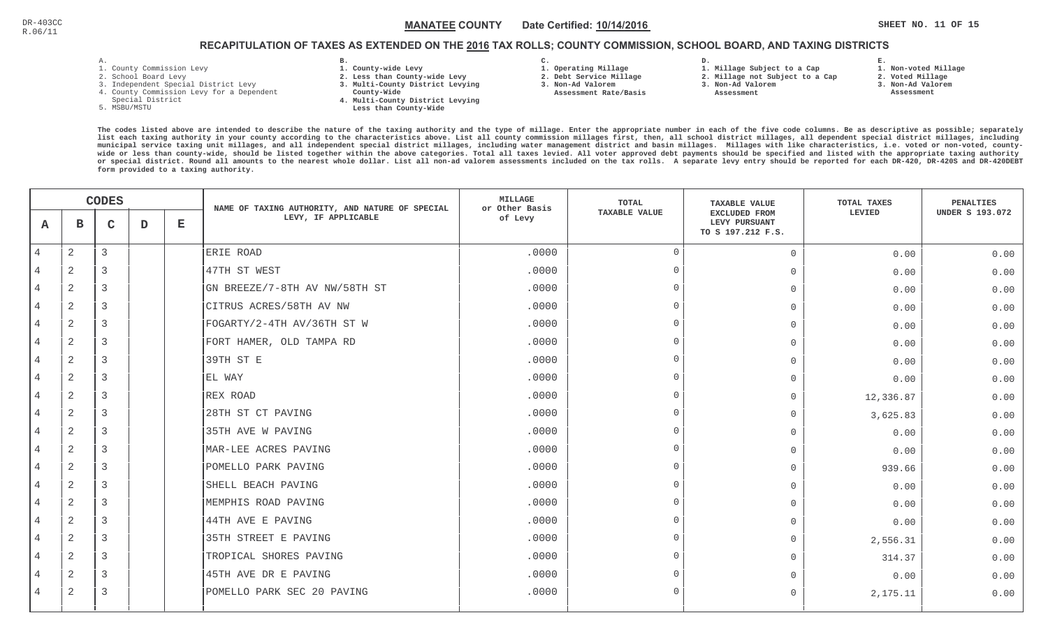DR-403CC
R.06/11

**MANATEE COUNTY** Date Certified: **10/14/2016**

## RECAPITULATION OF TAXES AS EXTENDED ON THE 2016 TAX ROLLS; COUNTY COMMISSION, SCHOOL BOARD, AND TAXING DISTRICTS

A.
1. County Commission Levy
2. School Board Levy
3. Independent Special District Levy
4. County Commission Levy for a Dependent Special District
5. MSBU/MSTU

B.
1. County-wide Levy
2. Less than County-wide Levy
3. Multi-County District Levying County-Wide
4. Multi-County District Levying Less than County-Wide

C.
1. Operating Millage
2. Debt Service Millage
3. Non-Ad Valorem Assessment Rate/Basis

D.
1. Millage Subject to a Cap
2. Millage not Subject to a Cap
3. Non-Ad Valorem Assessment

E.
1. Non-voted Millage
2. Voted Millage
3. Non-Ad Valorem Assessment

The codes listed above are intended to describe the nature of the taxing authority and the type of millage. Enter the appropriate number in each of the five code columns. Be as descriptive as possible; separately list each taxing authority in your county according to the characteristics above. List all county commission millages first, then, all school district millages, all independent special district millages, including municipal service taxing unit millages, and all independent special district millages, including water management district and basin millages. Millages with like characteristics, i.e. voted or non-voted, county-wide or less than county-wide, should be listed together within the above categories. Total all taxes levied. All voter approved debt payments should be specified and listed with the appropriate taxing authority or special district. Round all amounts to the nearest whole dollar. List all non-ad valorem assessments included on the tax rolls. A separate levy entry should be reported for each DR-420, DR-420S and DR-420DEBT form provided to a taxing authority.

| A | B | C | D | E | NAME OF TAXING AUTHORITY, AND NATURE OF SPECIAL LEVY, IF APPLICABLE | MILLAGE or Other Basis of Levy | TOTAL TAXABLE VALUE | TAXABLE VALUE EXCLUDED FROM LEVY PURSUANT TO S 197.212 F.S. | TOTAL TAXES LEVIED | PENALTIES UNDER S 193.072 |
|---|---|---|---|---|---|---|---|---|---|---|
| 4 | 2 | 3 | | | ERIE ROAD | .0000 | 0 | 0 | 0.00 | 0.00 |
| 4 | 2 | 3 | | | 47TH ST WEST | .0000 | 0 | 0 | 0.00 | 0.00 |
| 4 | 2 | 3 | | | GN BREEZE/7-8TH AV NW/58TH ST | .0000 | 0 | 0 | 0.00 | 0.00 |
| 4 | 2 | 3 | | | CITRUS ACRES/58TH AV NW | .0000 | 0 | 0 | 0.00 | 0.00 |
| 4 | 2 | 3 | | | FOGARTY/2-4TH AV/36TH ST W | .0000 | 0 | 0 | 0.00 | 0.00 |
| 4 | 2 | 3 | | | FORT HAMER, OLD TAMPA RD | .0000 | 0 | 0 | 0.00 | 0.00 |
| 4 | 2 | 3 | | | 39TH ST E | .0000 | 0 | 0 | 0.00 | 0.00 |
| 4 | 2 | 3 | | | EL WAY | .0000 | 0 | 0 | 0.00 | 0.00 |
| 4 | 2 | 3 | | | REX ROAD | .0000 | 0 | 0 | 12,336.87 | 0.00 |
| 4 | 2 | 3 | | | 28TH ST CT PAVING | .0000 | 0 | 0 | 3,625.83 | 0.00 |
| 4 | 2 | 3 | | | 35TH AVE W PAVING | .0000 | 0 | 0 | 0.00 | 0.00 |
| 4 | 2 | 3 | | | MAR-LEE ACRES PAVING | .0000 | 0 | 0 | 0.00 | 0.00 |
| 4 | 2 | 3 | | | POMELLO PARK PAVING | .0000 | 0 | 0 | 939.66 | 0.00 |
| 4 | 2 | 3 | | | SHELL BEACH PAVING | .0000 | 0 | 0 | 0.00 | 0.00 |
| 4 | 2 | 3 | | | MEMPHIS ROAD PAVING | .0000 | 0 | 0 | 0.00 | 0.00 |
| 4 | 2 | 3 | | | 44TH AVE E PAVING | .0000 | 0 | 0 | 0.00 | 0.00 |
| 4 | 2 | 3 | | | 35TH STREET E PAVING | .0000 | 0 | 0 | 2,556.31 | 0.00 |
| 4 | 2 | 3 | | | TROPICAL SHORES PAVING | .0000 | 0 | 0 | 314.37 | 0.00 |
| 4 | 2 | 3 | | | 45TH AVE DR E PAVING | .0000 | 0 | 0 | 0.00 | 0.00 |
| 4 | 2 | 3 | | | POMELLO PARK SEC 20 PAVING | .0000 | 0 | 0 | 2,175.11 | 0.00 |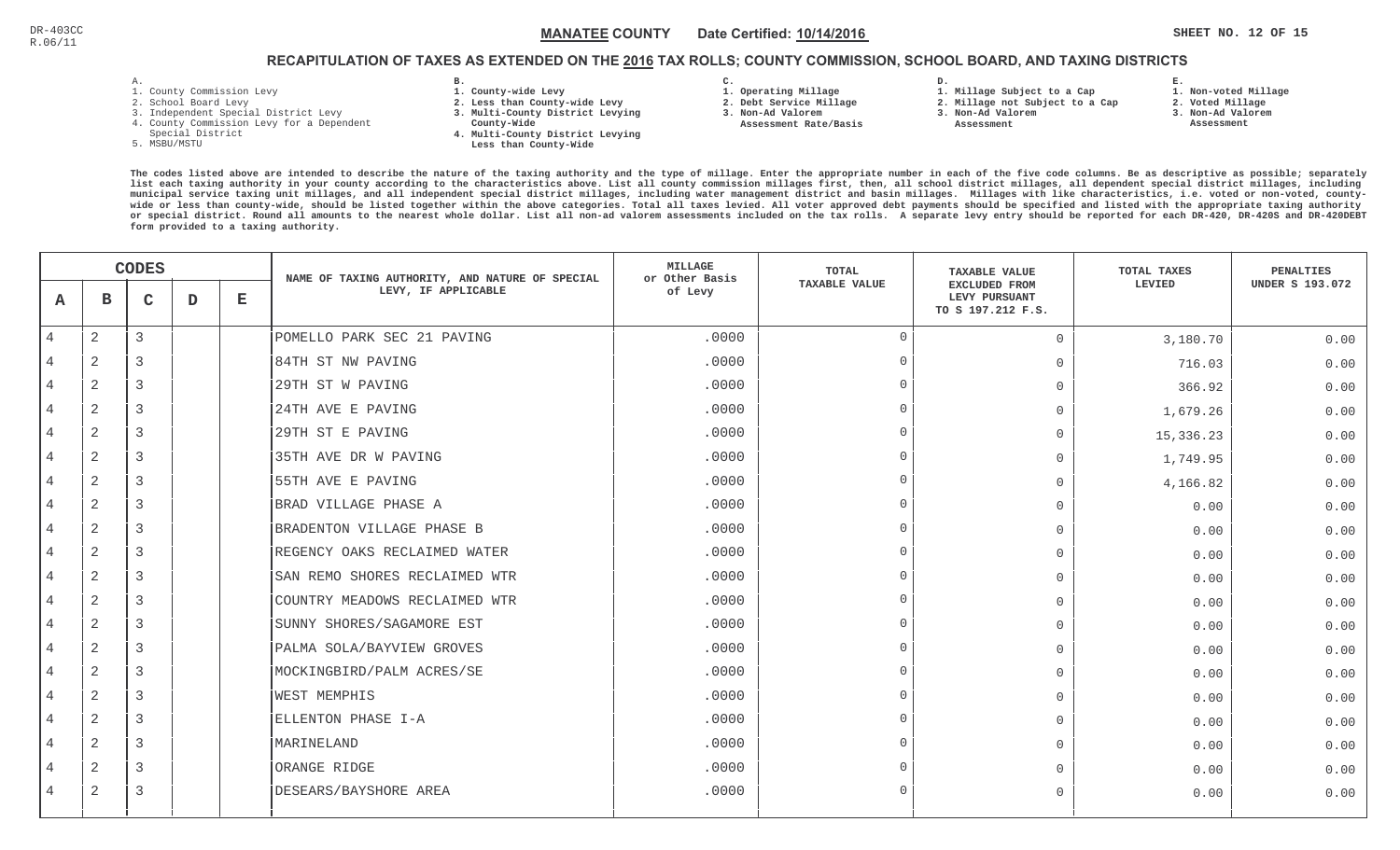DR-403CC
R.06/11

**MANATEE COUNTY** Date Certified: **10/14/2016**

## RECAPITULATION OF TAXES AS EXTENDED ON THE 2016 TAX ROLLS; COUNTY COMMISSION, SCHOOL BOARD, AND TAXING DISTRICTS

A.
1. County Commission Levy
2. School Board Levy
3. Independent Special District Levy
4. County Commission Levy for a Dependent Special District
5. MSBU/MSTU

B.
1. County-wide Levy
2. Less than County-wide Levy
3. Multi-County District Levying County-Wide
4. Multi-County District Levying Less than County-Wide

C.
1. Operating Millage
2. Debt Service Millage
3. Non-Ad Valorem Assessment Rate/Basis

D.
1. Millage Subject to a Cap
2. Millage not Subject to a Cap
3. Non-Ad Valorem Assessment

E.
1. Non-voted Millage
2. Voted Millage
3. Non-Ad Valorem Assessment

The codes listed above are intended to describe the nature of the taxing authority and the type of millage. Enter the appropriate number in each of the five code columns. Be as descriptive as possible; separately list each taxing authority in your county according to the characteristics above. List all county commission millages first, then, all school district millages, all dependent special district millages, including municipal service taxing unit millages, and all independent special district millages, including water management district and basin millages. Millages with like characteristics, i.e. voted or non-voted, county-wide or less than county-wide, should be listed together within the above categories. Total all taxes levied. All voter approved debt payments should be specified and listed with the appropriate taxing authority or special district. Round all amounts to the nearest whole dollar. List all non-ad valorem assessments included on the tax rolls. A separate levy entry should be reported for each DR-420, DR-420S and DR-420DEBT form provided to a taxing authority.

| CODES | | | | | NAME OF TAXING AUTHORITY, AND NATURE OF SPECIAL LEVY, IF APPLICABLE | MILLAGE or Other Basis of Levy | TOTAL TAXABLE VALUE | TAXABLE VALUE EXCLUDED FROM LEVY PURSUANT TO S 197.212 F.S. | TOTAL TAXES LEVIED | PENALTIES UNDER S 193.072 |
|---|---|---|---|---|---|---|---|---|---|---|
| A | B | C | D | E | | | | | | |
| 4 | 2 | 3 | | | POMELLO PARK SEC 21 PAVING | .0000 | 0 | 0 | 3,180.70 | 0.00 |
| 4 | 2 | 3 | | | 84TH ST NW PAVING | .0000 | 0 | 0 | 716.03 | 0.00 |
| 4 | 2 | 3 | | | 29TH ST W PAVING | .0000 | 0 | 0 | 366.92 | 0.00 |
| 4 | 2 | 3 | | | 24TH AVE E PAVING | .0000 | 0 | 0 | 1,679.26 | 0.00 |
| 4 | 2 | 3 | | | 29TH ST E PAVING | .0000 | 0 | 0 | 15,336.23 | 0.00 |
| 4 | 2 | 3 | | | 35TH AVE DR W PAVING | .0000 | 0 | 0 | 1,749.95 | 0.00 |
| 4 | 2 | 3 | | | 55TH AVE E PAVING | .0000 | 0 | 0 | 4,166.82 | 0.00 |
| 4 | 2 | 3 | | | BRAD VILLAGE PHASE A | .0000 | 0 | 0 | 0.00 | 0.00 |
| 4 | 2 | 3 | | | BRADENTON VILLAGE PHASE B | .0000 | 0 | 0 | 0.00 | 0.00 |
| 4 | 2 | 3 | | | REGENCY OAKS RECLAIMED WATER | .0000 | 0 | 0 | 0.00 | 0.00 |
| 4 | 2 | 3 | | | SAN REMO SHORES RECLAIMED WTR | .0000 | 0 | 0 | 0.00 | 0.00 |
| 4 | 2 | 3 | | | COUNTRY MEADOWS RECLAIMED WTR | .0000 | 0 | 0 | 0.00 | 0.00 |
| 4 | 2 | 3 | | | SUNNY SHORES/SAGAMORE EST | .0000 | 0 | 0 | 0.00 | 0.00 |
| 4 | 2 | 3 | | | PALMA SOLA/BAYVIEW GROVES | .0000 | 0 | 0 | 0.00 | 0.00 |
| 4 | 2 | 3 | | | MOCKINGBIRD/PALM ACRES/SE | .0000 | 0 | 0 | 0.00 | 0.00 |
| 4 | 2 | 3 | | | WEST MEMPHIS | .0000 | 0 | 0 | 0.00 | 0.00 |
| 4 | 2 | 3 | | | ELLENTON PHASE I-A | .0000 | 0 | 0 | 0.00 | 0.00 |
| 4 | 2 | 3 | | | MARINELAND | .0000 | 0 | 0 | 0.00 | 0.00 |
| 4 | 2 | 3 | | | ORANGE RIDGE | .0000 | 0 | 0 | 0.00 | 0.00 |
| 4 | 2 | 3 | | | DESEARS/BAYSHORE AREA | .0000 | 0 | 0 | 0.00 | 0.00 |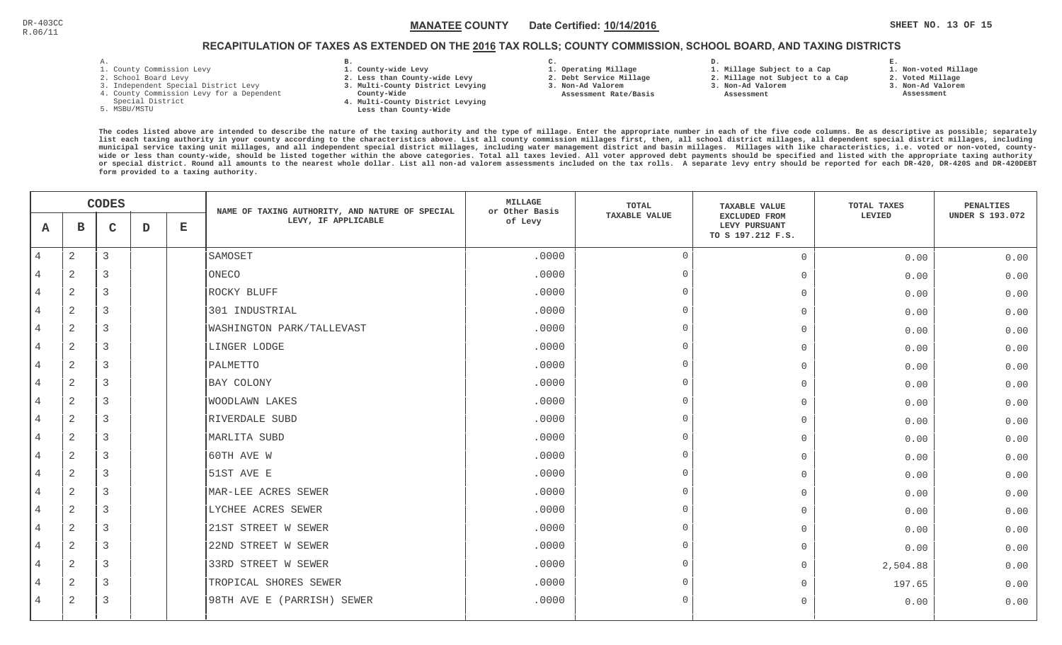DR-403CC
R.06/11

**MANATEE COUNTY** Date Certified: **10/14/2016**

## RECAPITULATION OF TAXES AS EXTENDED ON THE 2016 TAX ROLLS; COUNTY COMMISSION, SCHOOL BOARD, AND TAXING DISTRICTS

**A.**
1. County Commission Levy
2. School Board Levy
3. Independent Special District Levy
4. County Commission Levy for a Dependent Special District
5. MSBU/MSTU

**B.**
1. County-wide Levy
2. Less than County-wide Levy
3. Multi-County District Levying County-Wide
4. Multi-County District Levying Less than County-Wide

**C.**
1. Operating Millage
2. Debt Service Millage
3. Non-Ad Valorem Assessment Rate/Basis

**D.**
1. Millage Subject to a Cap
2. Millage not Subject to a Cap
3. Non-Ad Valorem Assessment

**E.**
1. Non-voted Millage
2. Voted Millage
3. Non-Ad Valorem Assessment

The codes listed above are intended to describe the nature of the taxing authority and the type of millage. Enter the appropriate number in each of the five code columns. Be as descriptive as possible; separately list each taxing authority in your county according to the characteristics above. List all county commission millages first, then, all school district millages, all dependent special district millages, including municipal service taxing unit millages, and all independent special district millages, including water management district and basin millages. Millages with like characteristics, i.e. voted or non-voted, county-wide or less than county-wide, should be listed together within the above categories. Total all taxes levied. All voter approved debt payments should be specified and listed with the appropriate taxing authority or special district. Round all amounts to the nearest whole dollar. List all non-ad valorem assessments included on the tax rolls. A separate levy entry should be reported for each DR-420, DR-420S and DR-420DEBT form provided to a taxing authority.

| CODES A | B | C | D | E | NAME OF TAXING AUTHORITY, AND NATURE OF SPECIAL LEVY, IF APPLICABLE | MILLAGE or Other Basis of Levy | TOTAL TAXABLE VALUE | TAXABLE VALUE EXCLUDED FROM LEVY PURSUANT TO S 197.212 F.S. | TOTAL TAXES LEVIED | PENALTIES UNDER S 193.072 |
|---|---|---|---|---|---|---|---|---|---|---|
| 4 | 2 | 3 | | | SAMOSET | .0000 | 0 | 0 | 0.00 | 0.00 |
| 4 | 2 | 3 | | | ONECO | .0000 | 0 | 0 | 0.00 | 0.00 |
| 4 | 2 | 3 | | | ROCKY BLUFF | .0000 | 0 | 0 | 0.00 | 0.00 |
| 4 | 2 | 3 | | | 301 INDUSTRIAL | .0000 | 0 | 0 | 0.00 | 0.00 |
| 4 | 2 | 3 | | | WASHINGTON PARK/TALLEVAST | .0000 | 0 | 0 | 0.00 | 0.00 |
| 4 | 2 | 3 | | | LINGER LODGE | .0000 | 0 | 0 | 0.00 | 0.00 |
| 4 | 2 | 3 | | | PALMETTO | .0000 | 0 | 0 | 0.00 | 0.00 |
| 4 | 2 | 3 | | | BAY COLONY | .0000 | 0 | 0 | 0.00 | 0.00 |
| 4 | 2 | 3 | | | WOODLAWN LAKES | .0000 | 0 | 0 | 0.00 | 0.00 |
| 4 | 2 | 3 | | | RIVERDALE SUBD | .0000 | 0 | 0 | 0.00 | 0.00 |
| 4 | 2 | 3 | | | MARLITA SUBD | .0000 | 0 | 0 | 0.00 | 0.00 |
| 4 | 2 | 3 | | | 60TH AVE W | .0000 | 0 | 0 | 0.00 | 0.00 |
| 4 | 2 | 3 | | | 51ST AVE E | .0000 | 0 | 0 | 0.00 | 0.00 |
| 4 | 2 | 3 | | | MAR-LEE ACRES SEWER | .0000 | 0 | 0 | 0.00 | 0.00 |
| 4 | 2 | 3 | | | LYCHEE ACRES SEWER | .0000 | 0 | 0 | 0.00 | 0.00 |
| 4 | 2 | 3 | | | 21ST STREET W SEWER | .0000 | 0 | 0 | 0.00 | 0.00 |
| 4 | 2 | 3 | | | 22ND STREET W SEWER | .0000 | 0 | 0 | 0.00 | 0.00 |
| 4 | 2 | 3 | | | 33RD STREET W SEWER | .0000 | 0 | 0 | 2,504.88 | 0.00 |
| 4 | 2 | 3 | | | TROPICAL SHORES SEWER | .0000 | 0 | 0 | 197.65 | 0.00 |
| 4 | 2 | 3 | | | 98TH AVE E (PARRISH) SEWER | .0000 | 0 | 0 | 0.00 | 0.00 |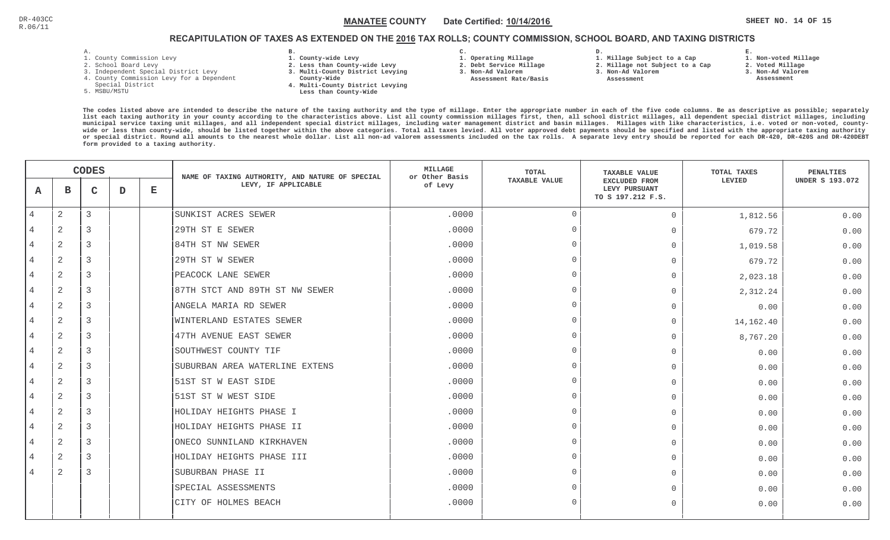DR-403CC
R.06/11

**MANATEE COUNTY** Date Certified: **10/14/2016**

## RECAPITULATION OF TAXES AS EXTENDED ON THE 2016 TAX ROLLS; COUNTY COMMISSION, SCHOOL BOARD, AND TAXING DISTRICTS

A.
1. County Commission Levy
2. School Board Levy
3. Independent Special District Levy
4. County Commission Levy for a Dependent Special District
5. MSBU/MSTU

B.
1. County-wide Levy
2. Less than County-wide Levy
3. Multi-County District Levying County-Wide
4. Multi-County District Levying Less than County-Wide

C.
1. Operating Millage
2. Debt Service Millage
3. Non-Ad Valorem Assessment Rate/Basis

D.
1. Millage Subject to a Cap
2. Millage not Subject to a Cap
3. Non-Ad Valorem Assessment

E.
1. Non-voted Millage
2. Voted Millage
3. Non-Ad Valorem Assessment

The codes listed above are intended to describe the nature of the taxing authority and the type of millage. Enter the appropriate number in each of the five code columns. Be as descriptive as possible; separately list each taxing authority in your county according to the characteristics above. List all county commission millages first, then, all school district millages, all dependent special district millages, including municipal service taxing unit millages, and all independent special district millages, including water management district and basin millages. Millages with like characteristics, i.e. voted or non-voted, county-wide or less than county-wide, should be listed together within the above categories. Total all taxes levied. All voter approved debt payments should be specified and listed with the appropriate taxing authority or special district. Round all amounts to the nearest whole dollar. List all non-ad valorem assessments included on the tax rolls. A separate levy entry should be reported for each DR-420, DR-420S and DR-420DEBT form provided to a taxing authority.

| A | B | C | D | E | NAME OF TAXING AUTHORITY, AND NATURE OF SPECIAL LEVY, IF APPLICABLE | MILLAGE or Other Basis of Levy | TOTAL TAXABLE VALUE | TAXABLE VALUE EXCLUDED FROM LEVY PURSUANT TO S 197.212 F.S. | TOTAL TAXES LEVIED | PENALTIES UNDER S 193.072 |
|---|---|---|---|---|---|---|---|---|---|---|
| 4 | 2 | 3 | | | SUNKIST ACRES SEWER | .0000 | 0 | 0 | 1,812.56 | 0.00 |
| 4 | 2 | 3 | | | 29TH ST E SEWER | .0000 | 0 | 0 | 679.72 | 0.00 |
| 4 | 2 | 3 | | | 84TH ST NW SEWER | .0000 | 0 | 0 | 1,019.58 | 0.00 |
| 4 | 2 | 3 | | | 29TH ST W SEWER | .0000 | 0 | 0 | 679.72 | 0.00 |
| 4 | 2 | 3 | | | PEACOCK LANE SEWER | .0000 | 0 | 0 | 2,023.18 | 0.00 |
| 4 | 2 | 3 | | | 87TH STCT AND 89TH ST NW SEWER | .0000 | 0 | 0 | 2,312.24 | 0.00 |
| 4 | 2 | 3 | | | ANGELA MARIA RD SEWER | .0000 | 0 | 0 | 0.00 | 0.00 |
| 4 | 2 | 3 | | | WINTERLAND ESTATES SEWER | .0000 | 0 | 0 | 14,162.40 | 0.00 |
| 4 | 2 | 3 | | | 47TH AVENUE EAST SEWER | .0000 | 0 | 0 | 8,767.20 | 0.00 |
| 4 | 2 | 3 | | | SOUTHWEST COUNTY TIF | .0000 | 0 | 0 | 0.00 | 0.00 |
| 4 | 2 | 3 | | | SUBURBAN AREA WATERLINE EXTENS | .0000 | 0 | 0 | 0.00 | 0.00 |
| 4 | 2 | 3 | | | 51ST ST W EAST SIDE | .0000 | 0 | 0 | 0.00 | 0.00 |
| 4 | 2 | 3 | | | 51ST ST W WEST SIDE | .0000 | 0 | 0 | 0.00 | 0.00 |
| 4 | 2 | 3 | | | HOLIDAY HEIGHTS PHASE I | .0000 | 0 | 0 | 0.00 | 0.00 |
| 4 | 2 | 3 | | | HOLIDAY HEIGHTS PHASE II | .0000 | 0 | 0 | 0.00 | 0.00 |
| 4 | 2 | 3 | | | ONECO SUNNILAND KIRKHAVEN | .0000 | 0 | 0 | 0.00 | 0.00 |
| 4 | 2 | 3 | | | HOLIDAY HEIGHTS PHASE III | .0000 | 0 | 0 | 0.00 | 0.00 |
| 4 | 2 | 3 | | | SUBURBAN PHASE II | .0000 | 0 | 0 | 0.00 | 0.00 |
| | | | | | SPECIAL ASSESSMENTS | .0000 | 0 | 0 | 0.00 | 0.00 |
| | | | | | CITY OF HOLMES BEACH | .0000 | 0 | 0 | 0.00 | 0.00 |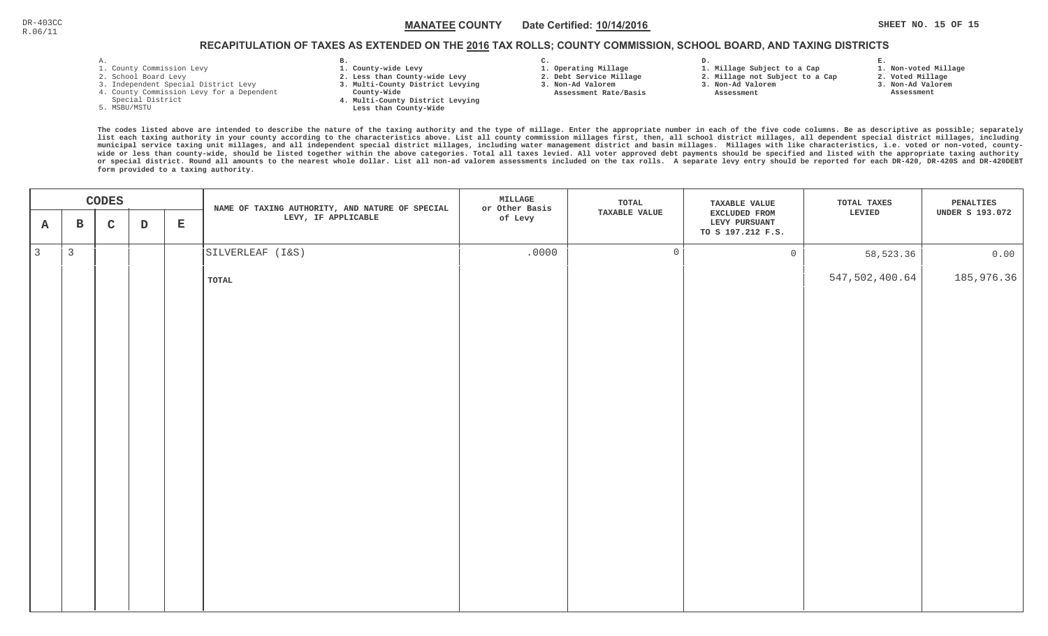DR-403CC
R.06/11

**MANATEE COUNTY** Date Certified: **10/14/2016**

## RECAPITULATION OF TAXES AS EXTENDED ON THE 2016 TAX ROLLS; COUNTY COMMISSION, SCHOOL BOARD, AND TAXING DISTRICTS

A.
1. County Commission Levy
2. School Board Levy
3. Independent Special District Levy
4. County Commission Levy for a Dependent Special District
5. MSBU/MSTU

B.
1. County-wide Levy
2. Less than County-wide Levy
3. Multi-County District Levying County-Wide
4. Multi-County District Levying Less than County-Wide

C.
1. Operating Millage
2. Debt Service Millage
3. Non-Ad Valorem Assessment Rate/Basis

D.
1. Millage Subject to a Cap
2. Millage not Subject to a Cap
3. Non-Ad Valorem Assessment

E.
1. Non-voted Millage
2. Voted Millage
3. Non-Ad Valorem Assessment

The codes listed above are intended to describe the nature of the taxing authority and the type of millage. Enter the appropriate number in each of the five code columns. Be as descriptive as possible; separately list each taxing authority in your county according to the characteristics above. List all county commission millages first, then, all school district millages, all dependent special district millages, including municipal service taxing unit millages, and all independent special district millages, including water management district and basin millages. Millages with like characteristics, i.e. voted or non-voted, county-wide or less than county-wide, should be listed together within the above categories. Total all taxes levied. All voter approved debt payments should be specified and listed with the appropriate taxing authority or special district. Round all amounts to the nearest whole dollar. List all non-ad valorem assessments included on the tax rolls. A separate levy entry should be reported for each DR-420, DR-420S and DR-420DEBT form provided to a taxing authority.

| CODES A | B | C | D | E | NAME OF TAXING AUTHORITY, AND NATURE OF SPECIAL LEVY, IF APPLICABLE | MILLAGE or Other Basis of Levy | TOTAL TAXABLE VALUE | TAXABLE VALUE EXCLUDED FROM LEVY PURSUANT TO S 197.212 F.S. | TOTAL TAXES LEVIED | PENALTIES UNDER S 193.072 |
|---|---|---|---|---|---|---|---|---|---|---|
| 3 | 3 | | | | SILVERLEAF (I&S) | .0000 | 0 | 0 | 58,523.36 | 0.00 |
| | | | | | **TOTAL** | | | | 547,502,400.64 | 185,976.36 |